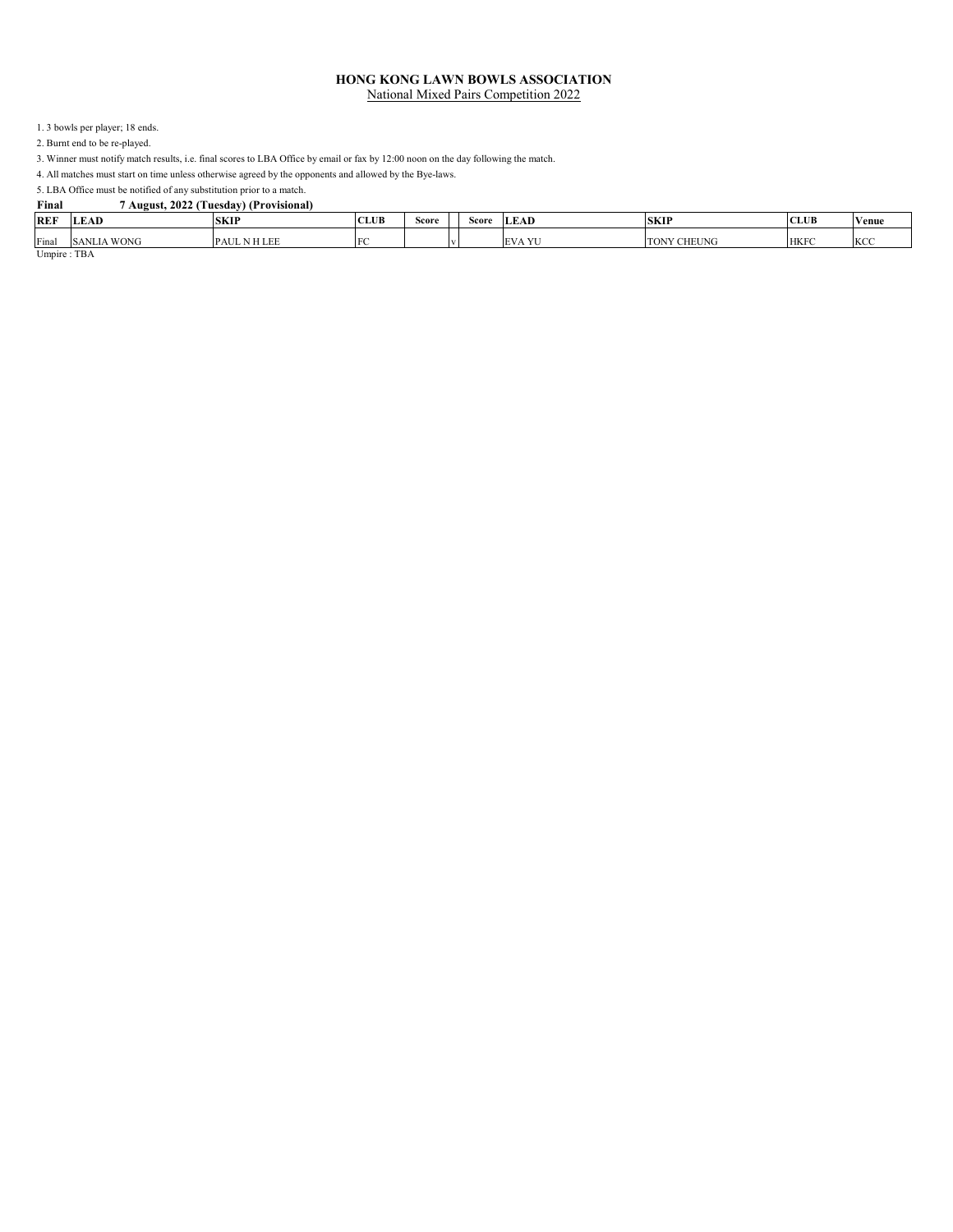**HONG KONG LAWN BOWLS ASSOCIATION**

National Mixed Pairs Competition 2022

1. 3 bowls per player; 18 ends.
2. Burnt end to be re-played.
3. Winner must notify match results, i.e. final scores to LBA Office by email or fax by 12:00 noon on the day following the match.
4. All matches must start on time unless otherwise agreed by the opponents and allowed by the Bye-laws.
5. LBA Office must be notified of any substitution prior to a match.

**Final 7 August, 2022 (Tuesday) (Provisional)**

| REF | LEAD | SKIP | CLUB | Score | | Score | LEAD | SKIP | CLUB | Venue |
|---|---|---|---|---|---|---|---|---|---|---|
| Final | SANLIA WONG | PAUL N H LEE | FC | | v | | EVA YU | TONY CHEUNG | HKFC | KCC |

Umpire : TBA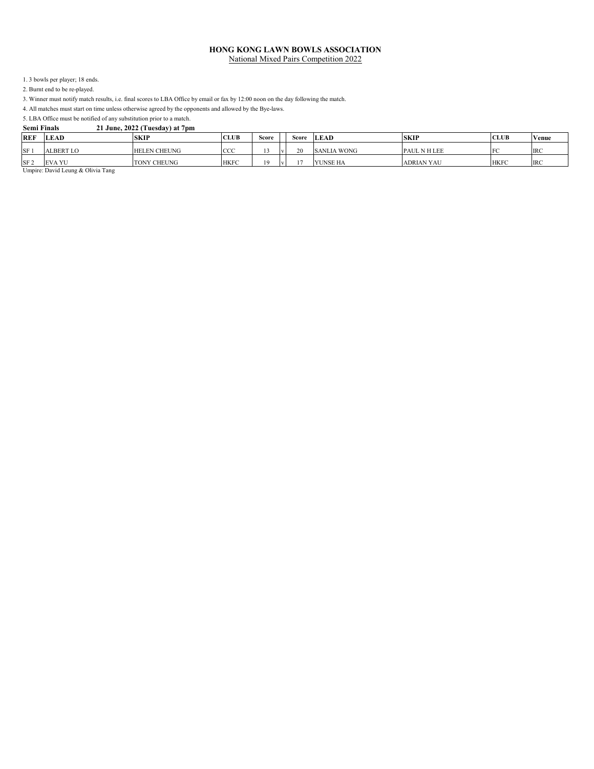**HONG KONG LAWN BOWLS ASSOCIATION**

National Mixed Pairs Competition 2022

1. 3 bowls per player; 18 ends.
2. Burnt end to be re-played.
3. Winner must notify match results, i.e. final scores to LBA Office by email or fax by 12:00 noon on the day following the match.
4. All matches must start on time unless otherwise agreed by the opponents and allowed by the Bye-laws.
5. LBA Office must be notified of any substitution prior to a match.

**Semi Finals** **21 June, 2022 (Tuesday) at 7pm**

| REF | LEAD | SKIP | CLUB | Score | | Score | LEAD | SKIP | CLUB | Venue |
|---|---|---|---|---|---|---|---|---|---|---|
| SF 1 | ALBERT LO | HELEN CHEUNG | CCC | 13 | v | 20 | SANLIA WONG | PAUL N H LEE | FC | IRC |
| SF 2 | EVA YU | TONY CHEUNG | HKFC | 19 | v | 17 | YUNSE HA | ADRIAN YAU | HKFC | IRC |

Umpire: David Leung & Olivia Tang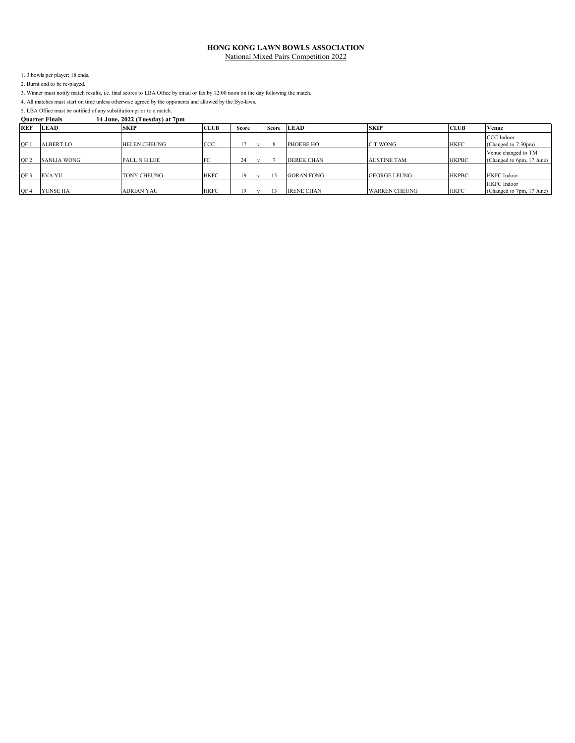**HONG KONG LAWN BOWLS ASSOCIATION**

National Mixed Pairs Competition 2022

1. 3 bowls per player; 18 ends.
2. Burnt end to be re-played.
3. Winner must notify match results, i.e. final scores to LBA Office by email or fax by 12:00 noon on the day following the match.
4. All matches must start on time unless otherwise agreed by the opponents and allowed by the Bye-laws.
5. LBA Office must be notified of any substitution prior to a match.

**Quarter Finals** **14 June, 2022 (Tuesday) at 7pm**

| REF | LEAD | SKIP | CLUB | Score | | Score | LEAD | SKIP | CLUB | Venue |
|---|---|---|---|---|---|---|---|---|---|---|
| QF 1 | ALBERT LO | HELEN CHEUNG | CCC | 17 | v | 8 | PHOEBE HO | C T WONG | HKFC | CCC Indoor (Changed to 7:30pm) |
| QF 2 | SANLIA WONG | PAUL N H LEE | FC | 24 | v | 7 | DEREK CHAN | AUSTINE TAM | HKPBC | Venue changed to TM (Changed to 6pm, 17 June) |
| QF 3 | EVA YU | TONY CHEUNG | HKFC | 19 | v | 15 | GORAN FONG | GEORGE LEUNG | HKPBC | HKFC Indoor |
| QF 4 | YUNSE HA | ADRIAN YAU | HKFC | 19 | v | 13 | IRENE CHAN | WARREN CHEUNG | HKFC | HKFC Indoor (Changed to 7pm, 17 June) |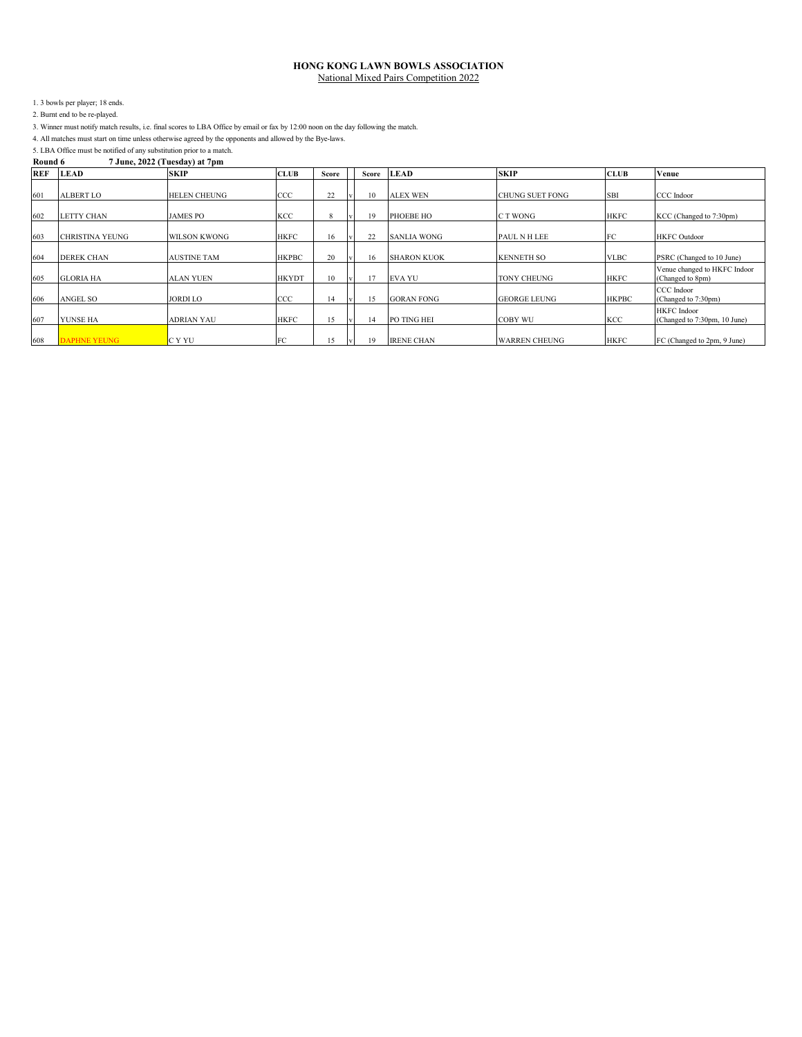**HONG KONG LAWN BOWLS ASSOCIATION**

National Mixed Pairs Competition 2022

1. 3 bowls per player; 18 ends.
2. Burnt end to be re-played.
3. Winner must notify match results, i.e. final scores to LBA Office by email or fax by 12:00 noon on the day following the match.
4. All matches must start on time unless otherwise agreed by the opponents and allowed by the Bye-laws.
5. LBA Office must be notified of any substitution prior to a match.

**Round 6 7 June, 2022 (Tuesday) at 7pm**

| REF | LEAD | SKIP | CLUB | Score | | Score | LEAD | SKIP | CLUB | Venue |
|---|---|---|---|---|---|---|---|---|---|---|
| 601 | ALBERT LO | HELEN CHEUNG | CCC | 22 | v | 10 | ALEX WEN | CHUNG SUET FONG | SBI | CCC Indoor |
| 602 | LETTY CHAN | JAMES PO | KCC | 8 | v | 19 | PHOEBE HO | C T WONG | HKFC | KCC (Changed to 7:30pm) |
| 603 | CHRISTINA YEUNG | WILSON KWONG | HKFC | 16 | v | 22 | SANLIA WONG | PAUL N H LEE | FC | HKFC Outdoor |
| 604 | DEREK CHAN | AUSTINE TAM | HKPBC | 20 | v | 16 | SHARON KUOK | KENNETH SO | VLBC | PSRC (Changed to 10 June) |
| 605 | GLORIA HA | ALAN YUEN | HKYDT | 10 | v | 17 | EVA YU | TONY CHEUNG | HKFC | Venue changed to HKFC Indoor (Changed to 8pm) |
| 606 | ANGEL SO | JORDI LO | CCC | 14 | v | 15 | GORAN FONG | GEORGE LEUNG | HKPBC | CCC Indoor (Changed to 7:30pm) |
| 607 | YUNSE HA | ADRIAN YAU | HKFC | 15 | v | 14 | PO TING HEI | COBY WU | KCC | HKFC Indoor (Changed to 7:30pm, 10 June) |
| 608 | DAPHNE YEUNG | C Y YU | FC | 15 | v | 19 | IRENE CHAN | WARREN CHEUNG | HKFC | FC (Changed to 2pm, 9 June) |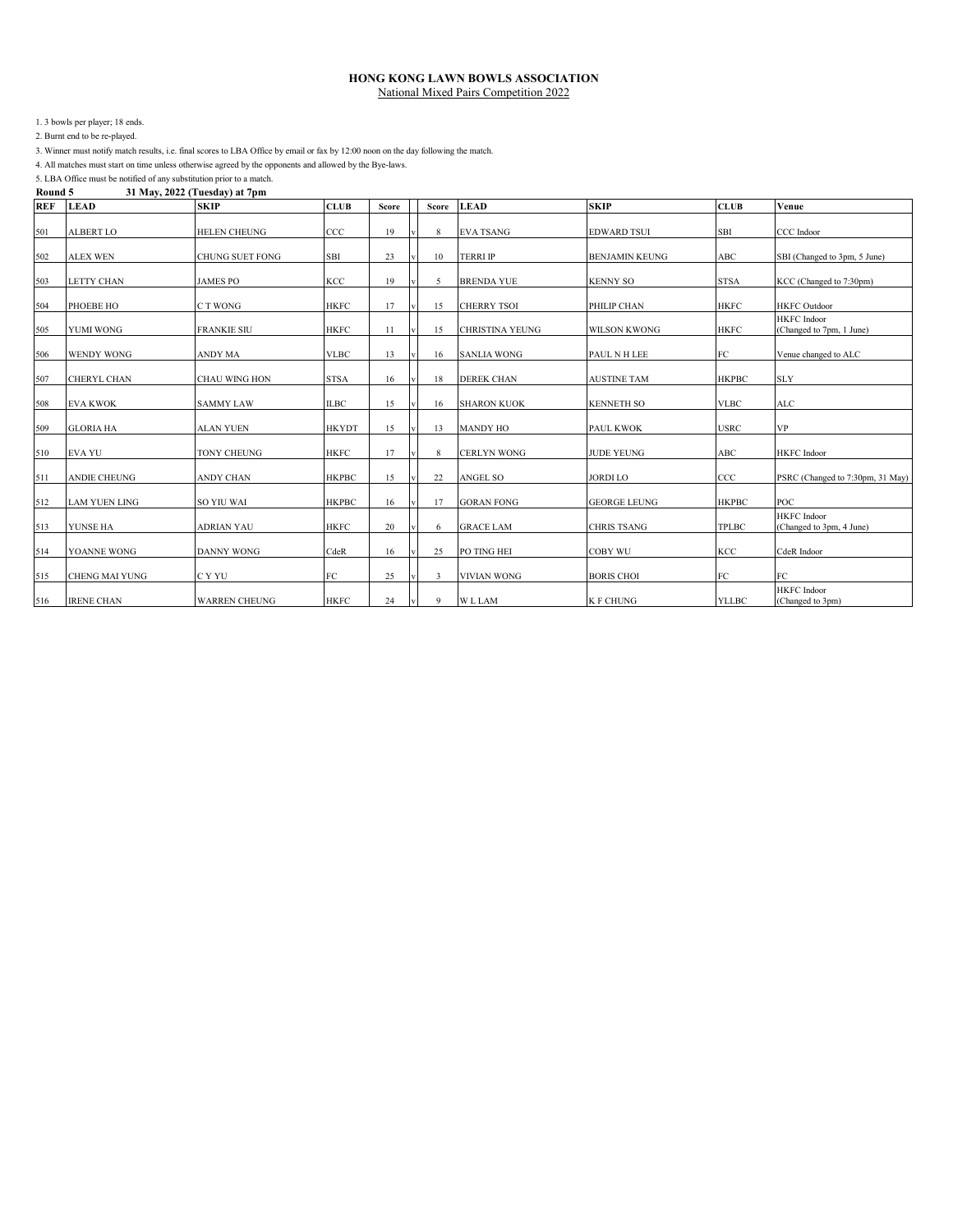# HONG KONG LAWN BOWLS ASSOCIATION

National Mixed Pairs Competition 2022

1. 3 bowls per player; 18 ends.
2. Burnt end to be re-played.
3. Winner must notify match results, i.e. final scores to LBA Office by email or fax by 12:00 noon on the day following the match.
4. All matches must start on time unless otherwise agreed by the opponents and allowed by the Bye-laws.
5. LBA Office must be notified of any substitution prior to a match.

**Round 5 — 31 May, 2022 (Tuesday) at 7pm**

| REF | LEAD | SKIP | CLUB | Score | | Score | LEAD | SKIP | CLUB | Venue |
|---|---|---|---|---|---|---|---|---|---|---|
| 501 | ALBERT LO | HELEN CHEUNG | CCC | 19 | v | 8 | EVA TSANG | EDWARD TSUI | SBI | CCC Indoor |
| 502 | ALEX WEN | CHUNG SUET FONG | SBI | 23 | v | 10 | TERRI IP | BENJAMIN KEUNG | ABC | SBI (Changed to 3pm, 5 June) |
| 503 | LETTY CHAN | JAMES PO | KCC | 19 | v | 5 | BRENDA YUE | KENNY SO | STSA | KCC (Changed to 7:30pm) |
| 504 | PHOEBE HO | C T WONG | HKFC | 17 | v | 15 | CHERRY TSOI | PHILIP CHAN | HKFC | HKFC Outdoor |
| 505 | YUMI WONG | FRANKIE SIU | HKFC | 11 | v | 15 | CHRISTINA YEUNG | WILSON KWONG | HKFC | HKFC Indoor (Changed to 7pm, 1 June) |
| 506 | WENDY WONG | ANDY MA | VLBC | 13 | v | 16 | SANLIA WONG | PAUL N H LEE | FC | Venue changed to ALC |
| 507 | CHERYL CHAN | CHAU WING HON | STSA | 16 | v | 18 | DEREK CHAN | AUSTINE TAM | HKPBC | SLY |
| 508 | EVA KWOK | SAMMY LAW | ILBC | 15 | v | 16 | SHARON KUOK | KENNETH SO | VLBC | ALC |
| 509 | GLORIA HA | ALAN YUEN | HKYDT | 15 | v | 13 | MANDY HO | PAUL KWOK | USRC | VP |
| 510 | EVA YU | TONY CHEUNG | HKFC | 17 | v | 8 | CERLYN WONG | JUDE YEUNG | ABC | HKFC Indoor |
| 511 | ANDIE CHEUNG | ANDY CHAN | HKPBC | 15 | v | 22 | ANGEL SO | JORDI LO | CCC | PSRC (Changed to 7:30pm, 31 May) |
| 512 | LAM YUEN LING | SO YIU WAI | HKPBC | 16 | v | 17 | GORAN FONG | GEORGE LEUNG | HKPBC | POC |
| 513 | YUNSE HA | ADRIAN YAU | HKFC | 20 | v | 6 | GRACE LAM | CHRIS TSANG | TPLBC | HKFC Indoor (Changed to 3pm, 4 June) |
| 514 | YOANNE WONG | DANNY WONG | CdeR | 16 | v | 25 | PO TING HEI | COBY WU | KCC | CdeR Indoor |
| 515 | CHENG MAI YUNG | C Y YU | FC | 25 | v | 3 | VIVIAN WONG | BORIS CHOI | FC | FC |
| 516 | IRENE CHAN | WARREN CHEUNG | HKFC | 24 | v | 9 | W L LAM | K F CHUNG | YLLBC | HKFC Indoor (Changed to 3pm) |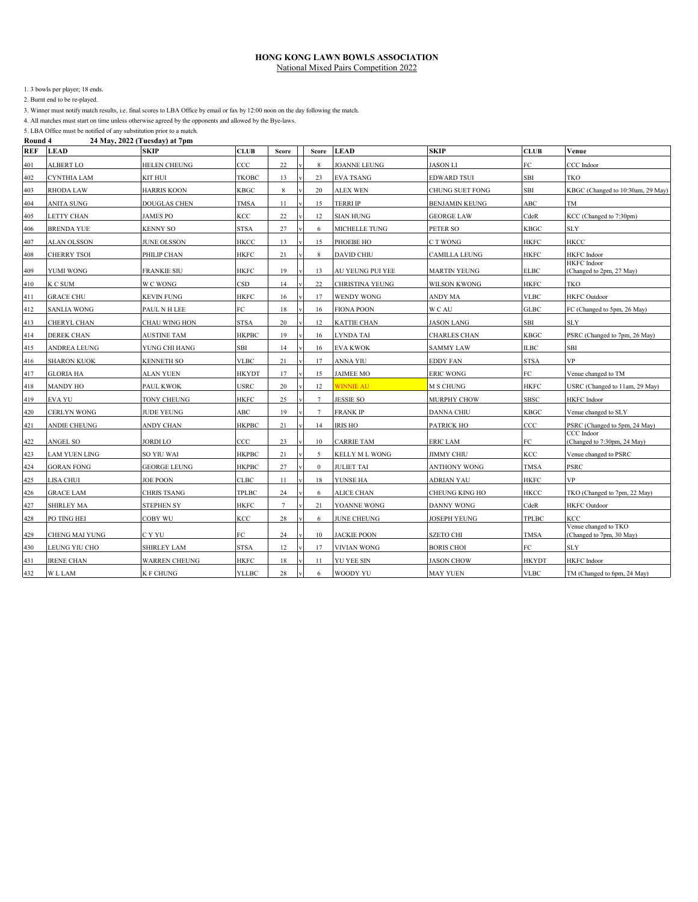# HONG KONG LAWN BOWLS ASSOCIATION

National Mixed Pairs Competition 2022

1. 3 bowls per player; 18 ends.
2. Burnt end to be re-played.
3. Winner must notify match results, i.e. final scores to LBA Office by email or fax by 12:00 noon on the day following the match.
4. All matches must start on time unless otherwise agreed by the opponents and allowed by the Bye-laws.
5. LBA Office must be notified of any substitution prior to a match.

**Round 4** **24 May, 2022 (Tuesday) at 7pm**

| REF | LEAD | SKIP | CLUB | Score | | Score | LEAD | SKIP | CLUB | Venue |
|---|---|---|---|---|---|---|---|---|---|---|
| 401 | ALBERT LO | HELEN CHEUNG | CCC | 22 | v | 8 | JOANNE LEUNG | JASON LI | FC | CCC Indoor |
| 402 | CYNTHIA LAM | KIT HUI | TKOBC | 13 | v | 23 | EVA TSANG | EDWARD TSUI | SBI | TKO |
| 403 | RHODA LAW | HARRIS KOON | KBGC | 8 | v | 20 | ALEX WEN | CHUNG SUET FONG | SBI | KBGC (Changed to 10:30am, 29 May) |
| 404 | ANITA SUNG | DOUGLAS CHEN | TMSA | 11 | v | 15 | TERRI IP | BENJAMIN KEUNG | ABC | TM |
| 405 | LETTY CHAN | JAMES PO | KCC | 22 | v | 12 | SIAN HUNG | GEORGE LAW | CdeR | KCC (Changed to 7:30pm) |
| 406 | BRENDA YUE | KENNY SO | STSA | 27 | v | 6 | MICHELLE TUNG | PETER SO | KBGC | SLY |
| 407 | ALAN OLSSON | JUNE OLSSON | HKCC | 13 | v | 15 | PHOEBE HO | C T WONG | HKFC | HKCC |
| 408 | CHERRY TSOI | PHILIP CHAN | HKFC | 21 | v | 8 | DAVID CHIU | CAMILLA LEUNG | HKFC | HKFC Indoor |
| 409 | YUMI WONG | FRANKIE SIU | HKFC | 19 | v | 13 | AU YEUNG PUI YEE | MARTIN YEUNG | ELBC | HKFC Indoor (Changed to 2pm, 27 May) |
| 410 | K C SUM | W C WONG | CSD | 14 | v | 22 | CHRISTINA YEUNG | WILSON KWONG | HKFC | TKO |
| 411 | GRACE CHU | KEVIN FUNG | HKFC | 16 | v | 17 | WENDY WONG | ANDY MA | VLBC | HKFC Outdoor |
| 412 | SANLIA WONG | PAUL N H LEE | FC | 18 | v | 16 | FIONA POON | W C AU | GLBC | FC (Changed to 5pm, 26 May) |
| 413 | CHERYL CHAN | CHAU WING HON | STSA | 20 | v | 12 | KATTIE CHAN | JASON LANG | SBI | SLY |
| 414 | DEREK CHAN | AUSTINE TAM | HKPBC | 19 | v | 16 | LYNDA TAI | CHARLES CHAN | KBGC | PSRC (Changed to 7pm, 26 May) |
| 415 | ANDREA LEUNG | YUNG CHI HANG | SBI | 14 | v | 16 | EVA KWOK | SAMMY LAW | ILBC | SBI |
| 416 | SHARON KUOK | KENNETH SO | VLBC | 21 | v | 17 | ANNA YIU | EDDY FAN | STSA | VP |
| 417 | GLORIA HA | ALAN YUEN | HKYDT | 17 | v | 15 | JAIMEE MO | ERIC WONG | FC | Venue changed to TM |
| 418 | MANDY HO | PAUL KWOK | USRC | 20 | v | 12 | WINNIE AU | M S CHUNG | HKFC | USRC (Changed to 11am, 29 May) |
| 419 | EVA YU | TONY CHEUNG | HKFC | 25 | v | 7 | JESSIE SO | MURPHY CHOW | SBSC | HKFC Indoor |
| 420 | CERLYN WONG | JUDE YEUNG | ABC | 19 | v | 7 | FRANK IP | DANNA CHIU | KBGC | Venue changed to SLY |
| 421 | ANDIE CHEUNG | ANDY CHAN | HKPBC | 21 | v | 14 | IRIS HO | PATRICK HO | CCC | PSRC (Changed to 5pm, 24 May) |
| 422 | ANGEL SO | JORDI LO | CCC | 23 | v | 10 | CARRIE TAM | ERIC LAM | FC | CCC Indoor (Changed to 7:30pm, 24 May) |
| 423 | LAM YUEN LING | SO YIU WAI | HKPBC | 21 | v | 5 | KELLY M L WONG | JIMMY CHIU | KCC | Venue changed to PSRC |
| 424 | GORAN FONG | GEORGE LEUNG | HKPBC | 27 | v | 0 | JULIET TAI | ANTHONY WONG | TMSA | PSRC |
| 425 | LISA CHUI | JOE POON | CLBC | 11 | v | 18 | YUNSE HA | ADRIAN YAU | HKFC | VP |
| 426 | GRACE LAM | CHRIS TSANG | TPLBC | 24 | v | 6 | ALICE CHAN | CHEUNG KING HO | HKCC | TKO (Changed to 7pm, 22 May) |
| 427 | SHIRLEY MA | STEPHEN SY | HKFC | 7 | v | 21 | YOANNE WONG | DANNY WONG | CdeR | HKFC Outdoor |
| 428 | PO TING HEI | COBY WU | KCC | 28 | v | 6 | JUNE CHEUNG | JOSEPH YEUNG | TPLBC | KCC |
| 429 | CHENG MAI YUNG | C Y YU | FC | 24 | v | 10 | JACKIE POON | SZETO CHI | TMSA | Venue changed to TKO (Changed to 7pm, 30 May) |
| 430 | LEUNG YIU CHO | SHIRLEY LAM | STSA | 12 | v | 17 | VIVIAN WONG | BORIS CHOI | FC | SLY |
| 431 | IRENE CHAN | WARREN CHEUNG | HKFC | 18 | v | 11 | YU YEE SIN | JASON CHOW | HKYDT | HKFC Indoor |
| 432 | W L LAM | K F CHUNG | YLLBC | 28 | v | 6 | WOODY YU | MAY YUEN | VLBC | TM (Changed to 6pm, 24 May) |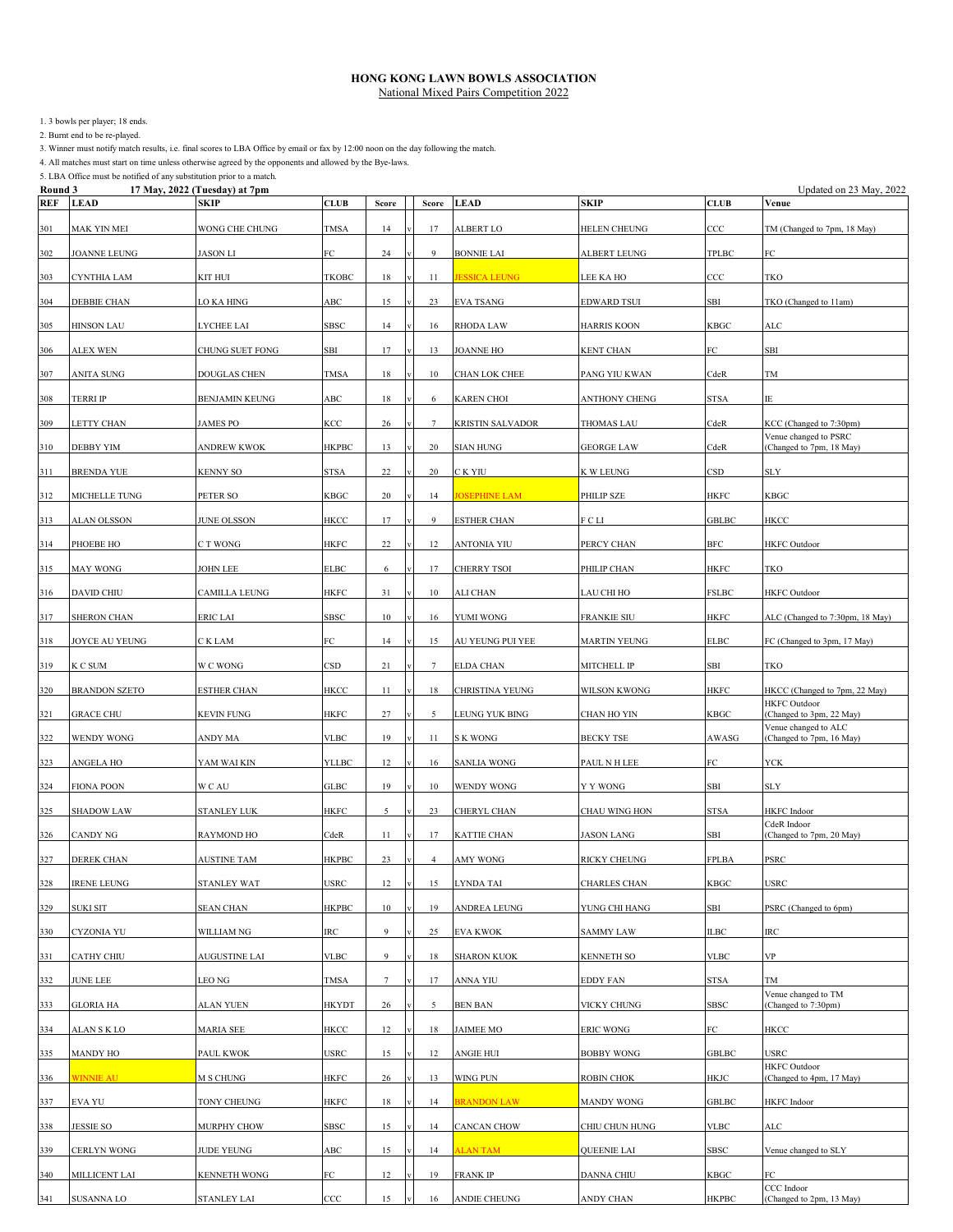# HONG KONG LAWN BOWLS ASSOCIATION

National Mixed Pairs Competition 2022

1. 3 bowls per player; 18 ends.
2. Burnt end to be re-played.
3. Winner must notify match results, i.e. final scores to LBA Office by email or fax by 12:00 noon on the day following the match.
4. All matches must start on time unless otherwise agreed by the opponents and allowed by the Bye-laws.
5. LBA Office must be notified of any substitution prior to a match.

**Round 3** **17 May, 2022 (Tuesday) at 7pm** Updated on 23 May, 2022

| REF | LEAD | SKIP | CLUB | Score | | Score | LEAD | SKIP | CLUB | Venue |
|---|---|---|---|---|---|---|---|---|---|---|
| 301 | MAK YIN MEI | WONG CHE CHUNG | TMSA | 14 | v | 17 | ALBERT LO | HELEN CHEUNG | CCC | TM (Changed to 7pm, 18 May) |
| 302 | JOANNE LEUNG | JASON LI | FC | 24 | v | 9 | BONNIE LAI | ALBERT LEUNG | TPLBC | FC |
| 303 | CYNTHIA LAM | KIT HUI | TKOBC | 18 | v | 11 | JESSICA LEUNG | LEE KA HO | CCC | TKO |
| 304 | DEBBIE CHAN | LO KA HING | ABC | 15 | v | 23 | EVA TSANG | EDWARD TSUI | SBI | TKO (Changed to 11am) |
| 305 | HINSON LAU | LYCHEE LAI | SBSC | 14 | v | 16 | RHODA LAW | HARRIS KOON | KBGC | ALC |
| 306 | ALEX WEN | CHUNG SUET FONG | SBI | 17 | v | 13 | JOANNE HO | KENT CHAN | FC | SBI |
| 307 | ANITA SUNG | DOUGLAS CHEN | TMSA | 18 | v | 10 | CHAN LOK CHEE | PANG YIU KWAN | CdeR | TM |
| 308 | TERRI IP | BENJAMIN KEUNG | ABC | 18 | v | 6 | KAREN CHOI | ANTHONY CHENG | STSA | IE |
| 309 | LETTY CHAN | JAMES PO | KCC | 26 | v | 7 | KRISTIN SALVADOR | THOMAS LAU | CdeR | KCC (Changed to 7:30pm) |
| 310 | DEBBY YIM | ANDREW KWOK | HKPBC | 13 | v | 20 | SIAN HUNG | GEORGE LAW | CdeR | Venue changed to PSRC (Changed to 7pm, 18 May) |
| 311 | BRENDA YUE | KENNY SO | STSA | 22 | v | 20 | C K YIU | K W LEUNG | CSD | SLY |
| 312 | MICHELLE TUNG | PETER SO | KBGC | 20 | v | 14 | JOSEPHINE LAM | PHILIP SZE | HKFC | KBGC |
| 313 | ALAN OLSSON | JUNE OLSSON | HKCC | 17 | v | 9 | ESTHER CHAN | F C LI | GBLBC | HKCC |
| 314 | PHOEBE HO | C T WONG | HKFC | 22 | v | 12 | ANTONIA YIU | PERCY CHAN | BFC | HKFC Outdoor |
| 315 | MAY WONG | JOHN LEE | ELBC | 6 | v | 17 | CHERRY TSOI | PHILIP CHAN | HKFC | TKO |
| 316 | DAVID CHIU | CAMILLA LEUNG | HKFC | 31 | v | 10 | ALI CHAN | LAU CHI HO | FSLBC | HKFC Outdoor |
| 317 | SHERON CHAN | ERIC LAI | SBSC | 10 | v | 16 | YUMI WONG | FRANKIE SIU | HKFC | ALC (Changed to 7:30pm, 18 May) |
| 318 | JOYCE AU YEUNG | C K LAM | FC | 14 | v | 15 | AU YEUNG PUI YEE | MARTIN YEUNG | ELBC | FC (Changed to 3pm, 17 May) |
| 319 | K C SUM | W C WONG | CSD | 21 | v | 7 | ELDA CHAN | MITCHELL IP | SBI | TKO |
| 320 | BRANDON SZETO | ESTHER CHAN | HKCC | 11 | v | 18 | CHRISTINA YEUNG | WILSON KWONG | HKFC | HKCC (Changed to 7pm, 22 May) |
| 321 | GRACE CHU | KEVIN FUNG | HKFC | 27 | v | 5 | LEUNG YUK BING | CHAN HO YIN | KBGC | HKFC Outdoor (Changed to 3pm, 22 May) |
| 322 | WENDY WONG | ANDY MA | VLBC | 19 | v | 11 | S K WONG | BECKY TSE | AWASG | Venue changed to ALC (Changed to 7pm, 16 May) |
| 323 | ANGELA HO | YAM WAI KIN | YLLBC | 12 | v | 16 | SANLIA WONG | PAUL N H LEE | FC | YCK |
| 324 | FIONA POON | W C AU | GLBC | 19 | v | 10 | WENDY WONG | Y Y WONG | SBI | SLY |
| 325 | SHADOW LAW | STANLEY LUK | HKFC | 5 | v | 23 | CHERYL CHAN | CHAU WING HON | STSA | HKFC Indoor |
| 326 | CANDY NG | RAYMOND HO | CdeR | 11 | v | 17 | KATTIE CHAN | JASON LANG | SBI | CdeR Indoor (Changed to 7pm, 20 May) |
| 327 | DEREK CHAN | AUSTINE TAM | HKPBC | 23 | v | 4 | AMY WONG | RICKY CHEUNG | FPLBA | PSRC |
| 328 | IRENE LEUNG | STANLEY WAT | USRC | 12 | v | 15 | LYNDA TAI | CHARLES CHAN | KBGC | USRC |
| 329 | SUKI SIT | SEAN CHAN | HKPBC | 10 | v | 19 | ANDREA LEUNG | YUNG CHI HANG | SBI | PSRC (Changed to 6pm) |
| 330 | CYZONIA YU | WILLIAM NG | IRC | 9 | v | 25 | EVA KWOK | SAMMY LAW | ILBC | IRC |
| 331 | CATHY CHIU | AUGUSTINE LAI | VLBC | 9 | v | 18 | SHARON KUOK | KENNETH SO | VLBC | VP |
| 332 | JUNE LEE | LEO NG | TMSA | 7 | v | 17 | ANNA YIU | EDDY FAN | STSA | TM |
| 333 | GLORIA HA | ALAN YUEN | HKYDT | 26 | v | 5 | BEN BAN | VICKY CHUNG | SBSC | Venue changed to TM (Changed to 7:30pm) |
| 334 | ALAN S K LO | MARIA SEE | HKCC | 12 | v | 18 | JAIMEE MO | ERIC WONG | FC | HKCC |
| 335 | MANDY HO | PAUL KWOK | USRC | 15 | v | 12 | ANGIE HUI | BOBBY WONG | GBLBC | USRC |
| 336 | WINNIE AU | M S CHUNG | HKFC | 26 | v | 13 | WING PUN | ROBIN CHOK | HKJC | HKFC Outdoor (Changed to 4pm, 17 May) |
| 337 | EVA YU | TONY CHEUNG | HKFC | 18 | v | 14 | BRANDON LAW | MANDY WONG | GBLBC | HKFC Indoor |
| 338 | JESSIE SO | MURPHY CHOW | SBSC | 15 | v | 14 | CANCAN CHOW | CHIU CHUN HUNG | VLBC | ALC |
| 339 | CERLYN WONG | JUDE YEUNG | ABC | 15 | v | 14 | ALAN TAM | QUEENIE LAI | SBSC | Venue changed to SLY |
| 340 | MILLICENT LAI | KENNETH WONG | FC | 12 | v | 19 | FRANK IP | DANNA CHIU | KBGC | FC |
| 341 | SUSANNA LO | STANLEY LAI | CCC | 15 | v | 16 | ANDIE CHEUNG | ANDY CHAN | HKPBC | CCC Indoor (Changed to 2pm, 13 May) |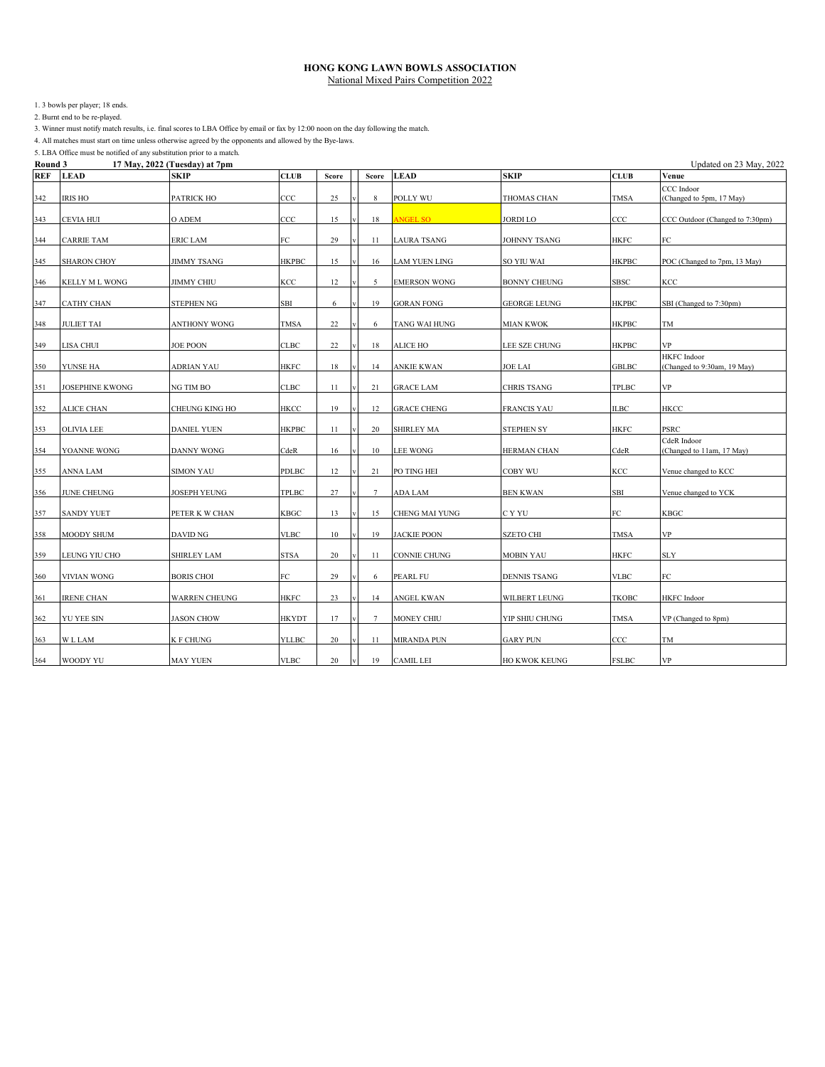**HONG KONG LAWN BOWLS ASSOCIATION**

National Mixed Pairs Competition 2022

1. 3 bowls per player; 18 ends.
2. Burnt end to be re-played.
3. Winner must notify match results, i.e. final scores to LBA Office by email or fax by 12:00 noon on the day following the match.
4. All matches must start on time unless otherwise agreed by the opponents and allowed by the Bye-laws.
5. LBA Office must be notified of any substitution prior to a match.

**Round 3** **17 May, 2022 (Tuesday) at 7pm** Updated on 23 May, 2022

| REF | LEAD | SKIP | CLUB | Score | | Score | LEAD | SKIP | CLUB | Venue |
|---|---|---|---|---|---|---|---|---|---|---|
| 342 | IRIS HO | PATRICK HO | CCC | 25 | v | 8 | POLLY WU | THOMAS CHAN | TMSA | CCC Indoor (Changed to 5pm, 17 May) |
| 343 | CEVIA HUI | O ADEM | CCC | 15 | v | 18 | ANGEL SO | JORDI LO | CCC | CCC Outdoor (Changed to 7:30pm) |
| 344 | CARRIE TAM | ERIC LAM | FC | 29 | v | 11 | LAURA TSANG | JOHNNY TSANG | HKFC | FC |
| 345 | SHARON CHOY | JIMMY TSANG | HKPBC | 15 | v | 16 | LAM YUEN LING | SO YIU WAI | HKPBC | POC (Changed to 7pm, 13 May) |
| 346 | KELLY M L WONG | JIMMY CHIU | KCC | 12 | v | 5 | EMERSON WONG | BONNY CHEUNG | SBSC | KCC |
| 347 | CATHY CHAN | STEPHEN NG | SBI | 6 | v | 19 | GORAN FONG | GEORGE LEUNG | HKPBC | SBI (Changed to 7:30pm) |
| 348 | JULIET TAI | ANTHONY WONG | TMSA | 22 | v | 6 | TANG WAI HUNG | MIAN KWOK | HKPBC | TM |
| 349 | LISA CHUI | JOE POON | CLBC | 22 | v | 18 | ALICE HO | LEE SZE CHUNG | HKPBC | VP |
| 350 | YUNSE HA | ADRIAN YAU | HKFC | 18 | v | 14 | ANKIE KWAN | JOE LAI | GBLBC | HKFC Indoor (Changed to 9:30am, 19 May) |
| 351 | JOSEPHINE KWONG | NG TIM BO | CLBC | 11 | v | 21 | GRACE LAM | CHRIS TSANG | TPLBC | VP |
| 352 | ALICE CHAN | CHEUNG KING HO | HKCC | 19 | v | 12 | GRACE CHENG | FRANCIS YAU | ILBC | HKCC |
| 353 | OLIVIA LEE | DANIEL YUEN | HKPBC | 11 | v | 20 | SHIRLEY MA | STEPHEN SY | HKFC | PSRC |
| 354 | YOANNE WONG | DANNY WONG | CdeR | 16 | v | 10 | LEE WONG | HERMAN CHAN | CdeR | CdeR Indoor (Changed to 11am, 17 May) |
| 355 | ANNA LAM | SIMON YAU | PDLBC | 12 | v | 21 | PO TING HEI | COBY WU | KCC | Venue changed to KCC |
| 356 | JUNE CHEUNG | JOSEPH YEUNG | TPLBC | 27 | v | 7 | ADA LAM | BEN KWAN | SBI | Venue changed to YCK |
| 357 | SANDY YUET | PETER K W CHAN | KBGC | 13 | v | 15 | CHENG MAI YUNG | C Y YU | FC | KBGC |
| 358 | MOODY SHUM | DAVID NG | VLBC | 10 | v | 19 | JACKIE POON | SZETO CHI | TMSA | VP |
| 359 | LEUNG YIU CHO | SHIRLEY LAM | STSA | 20 | v | 11 | CONNIE CHUNG | MOBIN YAU | HKFC | SLY |
| 360 | VIVIAN WONG | BORIS CHOI | FC | 29 | v | 6 | PEARL FU | DENNIS TSANG | VLBC | FC |
| 361 | IRENE CHAN | WARREN CHEUNG | HKFC | 23 | v | 14 | ANGEL KWAN | WILBERT LEUNG | TKOBC | HKFC Indoor |
| 362 | YU YEE SIN | JASON CHOW | HKYDT | 17 | v | 7 | MONEY CHIU | YIP SHIU CHUNG | TMSA | VP (Changed to 8pm) |
| 363 | W L LAM | K F CHUNG | YLLBC | 20 | v | 11 | MIRANDA PUN | GARY PUN | CCC | TM |
| 364 | WOODY YU | MAY YUEN | VLBC | 20 | v | 19 | CAMIL LEI | HO KWOK KEUNG | FSLBC | VP |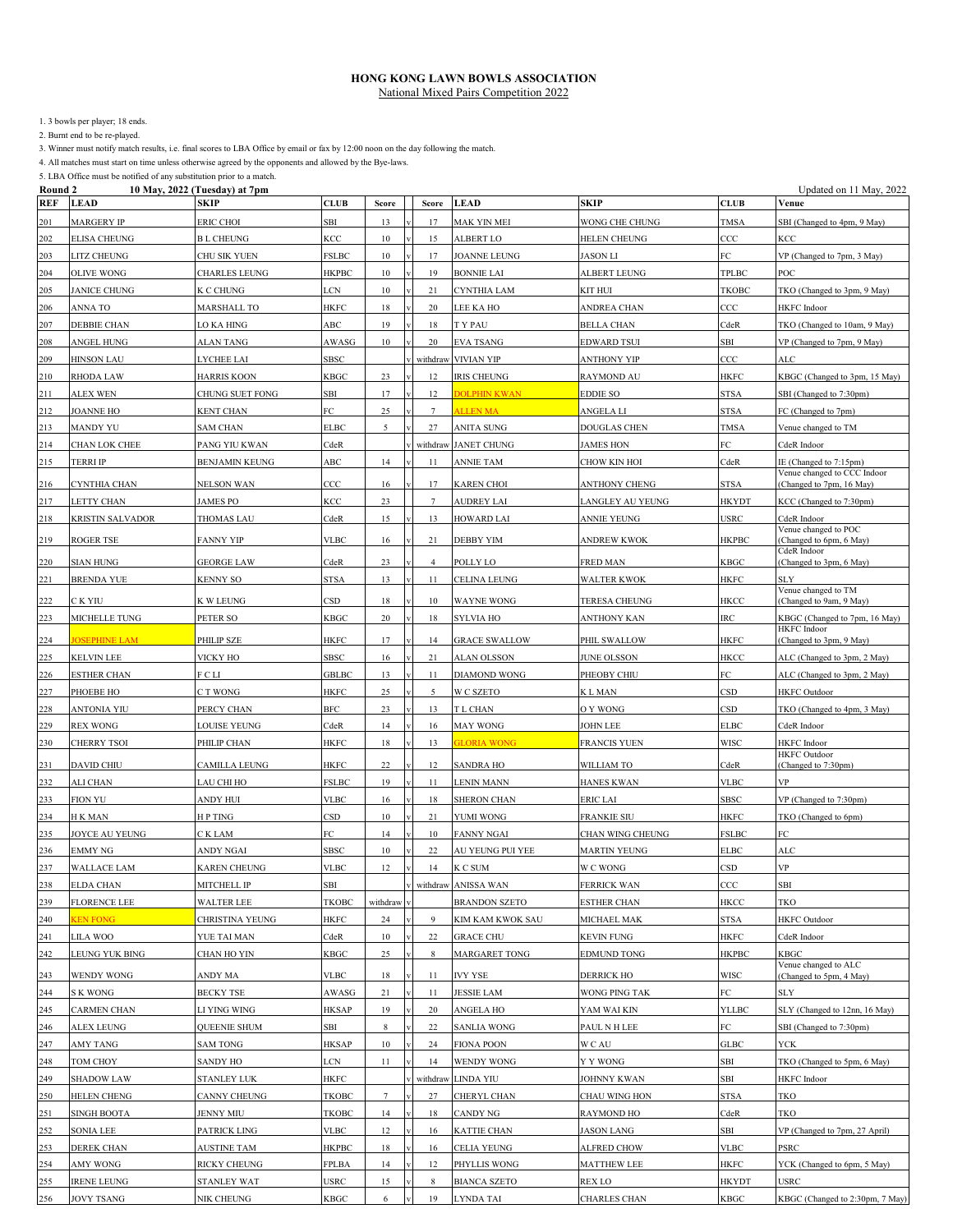# HONG KONG LAWN BOWLS ASSOCIATION

National Mixed Pairs Competition 2022

1. 3 bowls per player; 18 ends.
2. Burnt end to be re-played.
3. Winner must notify match results, i.e. final scores to LBA Office by email or fax by 12:00 noon on the day following the match.
4. All matches must start on time unless otherwise agreed by the opponents and allowed by the Bye-laws.
5. LBA Office must be notified of any substitution prior to a match.

**Round 2** **10 May, 2022 (Tuesday) at 7pm** Updated on 11 May, 2022

| REF | LEAD | SKIP | CLUB | Score | | Score | LEAD | SKIP | CLUB | Venue |
|---|---|---|---|---|---|---|---|---|---|---|
| 201 | MARGERY IP | ERIC CHOI | SBI | 13 | v | 17 | MAK YIN MEI | WONG CHE CHUNG | TMSA | SBI (Changed to 4pm, 9 May) |
| 202 | ELISA CHEUNG | B L CHEUNG | KCC | 10 | v | 15 | ALBERT LO | HELEN CHEUNG | CCC | KCC |
| 203 | LITZ CHEUNG | CHU SIK YUEN | FSLBC | 10 | v | 17 | JOANNE LEUNG | JASON LI | FC | VP (Changed to 7pm, 3 May) |
| 204 | OLIVE WONG | CHARLES LEUNG | HKPBC | 10 | v | 19 | BONNIE LAI | ALBERT LEUNG | TPLBC | POC |
| 205 | JANICE CHUNG | K C CHUNG | LCN | 10 | v | 21 | CYNTHIA LAM | KIT HUI | TKOBC | TKO (Changed to 3pm, 9 May) |
| 206 | ANNA TO | MARSHALL TO | HKFC | 18 | v | 20 | LEE KA HO | ANDREA CHAN | CCC | HKFC Indoor |
| 207 | DEBBIE CHAN | LO KA HING | ABC | 19 | v | 18 | T Y PAU | BELLA CHAN | CdeR | TKO (Changed to 10am, 9 May) |
| 208 | ANGEL HUNG | ALAN TANG | AWASG | 10 | v | 20 | EVA TSANG | EDWARD TSUI | SBI | VP (Changed to 7pm, 9 May) |
| 209 | HINSON LAU | LYCHEE LAI | SBSC | | v | withdraw | VIVIAN YIP | ANTHONY YIP | CCC | ALC |
| 210 | RHODA LAW | HARRIS KOON | KBGC | 23 | v | 12 | IRIS CHEUNG | RAYMOND AU | HKFC | KBGC (Changed to 3pm, 15 May) |
| 211 | ALEX WEN | CHUNG SUET FONG | SBI | 17 | v | 12 | DOLPHIN KWAN | EDDIE SO | STSA | SBI (Changed to 7:30pm) |
| 212 | JOANNE HO | KENT CHAN | FC | 25 | v | 7 | ALLEN MA | ANGELA LI | STSA | FC (Changed to 7pm) |
| 213 | MANDY YU | SAM CHAN | ELBC | 5 | v | 27 | ANITA SUNG | DOUGLAS CHEN | TMSA | Venue changed to TM |
| 214 | CHAN LOK CHEE | PANG YIU KWAN | CdeR | | v | withdraw | JANET CHUNG | JAMES HON | FC | CdeR Indoor |
| 215 | TERRI IP | BENJAMIN KEUNG | ABC | 14 | v | 11 | ANNIE TAM | CHOW KIN HOI | CdeR | IE (Changed to 7:15pm) |
| 216 | CYNTHIA CHAN | NELSON WAN | CCC | 16 | v | 17 | KAREN CHOI | ANTHONY CHENG | STSA | Venue changed to CCC Indoor (Changed to 7pm, 16 May) |
| 217 | LETTY CHAN | JAMES PO | KCC | 23 | v | 7 | AUDREY LAI | LANGLEY AU YEUNG | HKYDT | KCC (Changed to 7:30pm) |
| 218 | KRISTIN SALVADOR | THOMAS LAU | CdeR | 15 | v | 13 | HOWARD LAI | ANNIE YEUNG | USRC | CdeR Indoor |
| 219 | ROGER TSE | FANNY YIP | VLBC | 16 | v | 21 | DEBBY YIM | ANDREW KWOK | HKPBC | Venue changed to POC (Changed to 6pm, 6 May) |
| 220 | SIAN HUNG | GEORGE LAW | CdeR | 23 | v | 4 | POLLY LO | FRED MAN | KBGC | CdeR Indoor (Changed to 3pm, 6 May) |
| 221 | BRENDA YUE | KENNY SO | STSA | 13 | v | 11 | CELINA LEUNG | WALTER KWOK | HKFC | SLY |
| 222 | C K YIU | K W LEUNG | CSD | 18 | v | 10 | WAYNE WONG | TERESA CHEUNG | HKCC | Venue changed to TM (Changed to 9am, 9 May) |
| 223 | MICHELLE TUNG | PETER SO | KBGC | 20 | v | 18 | SYLVIA HO | ANTHONY KAN | IRC | KBGC (Changed to 7pm, 16 May) |
| 224 | JOSEPHINE LAM | PHILIP SZE | HKFC | 17 | v | 14 | GRACE SWALLOW | PHIL SWALLOW | HKFC | HKFC Indoor (Changed to 3pm, 9 May) |
| 225 | KELVIN LEE | VICKY HO | SBSC | 16 | v | 21 | ALAN OLSSON | JUNE OLSSON | HKCC | ALC (Changed to 3pm, 2 May) |
| 226 | ESTHER CHAN | F C LI | GBLBC | 13 | v | 11 | DIAMOND WONG | PHEOBY CHIU | FC | ALC (Changed to 3pm, 2 May) |
| 227 | PHOEBE HO | C T WONG | HKFC | 25 | v | 5 | W C SZETO | K L MAN | CSD | HKFC Outdoor |
| 228 | ANTONIA YIU | PERCY CHAN | BFC | 23 | v | 13 | T L CHAN | O Y WONG | CSD | TKO (Changed to 4pm, 3 May) |
| 229 | REX WONG | LOUISE YEUNG | CdeR | 14 | v | 16 | MAY WONG | JOHN LEE | ELBC | CdeR Indoor |
| 230 | CHERRY TSOI | PHILIP CHAN | HKFC | 18 | v | 13 | GLORIA WONG | FRANCIS YUEN | WISC | HKFC Indoor |
| 231 | DAVID CHIU | CAMILLA LEUNG | HKFC | 22 | v | 12 | SANDRA HO | WILLIAM TO | CdeR | HKFC Outdoor (Changed to 7:30pm) |
| 232 | ALI CHAN | LAU CHI HO | FSLBC | 19 | v | 11 | LENIN MANN | HANES KWAN | VLBC | VP |
| 233 | FION YU | ANDY HUI | VLBC | 16 | v | 18 | SHERON CHAN | ERIC LAI | SBSC | VP (Changed to 7:30pm) |
| 234 | H K MAN | H P TING | CSD | 10 | v | 21 | YUMI WONG | FRANKIE SIU | HKFC | TKO (Changed to 6pm) |
| 235 | JOYCE AU YEUNG | C K LAM | FC | 14 | v | 10 | FANNY NGAI | CHAN WING CHEUNG | FSLBC | FC |
| 236 | EMMY NG | ANDY NGAI | SBSC | 10 | v | 22 | AU YEUNG PUI YEE | MARTIN YEUNG | ELBC | ALC |
| 237 | WALLACE LAM | KAREN CHEUNG | VLBC | 12 | v | 14 | K C SUM | W C WONG | CSD | VP |
| 238 | ELDA CHAN | MITCHELL IP | SBI | | v | withdraw | ANISSA WAN | FERRICK WAN | CCC | SBI |
| 239 | FLORENCE LEE | WALTER LEE | TKOBC | withdraw | v | | BRANDON SZETO | ESTHER CHAN | HKCC | TKO |
| 240 | KEN FONG | CHRISTINA YEUNG | HKFC | 24 | v | 9 | KIM KAM KWOK SAU | MICHAEL MAK | STSA | HKFC Outdoor |
| 241 | LILA WOO | YUE TAI MAN | CdeR | 10 | v | 22 | GRACE CHU | KEVIN FUNG | HKFC | CdeR Indoor |
| 242 | LEUNG YUK BING | CHAN HO YIN | KBGC | 25 | v | 8 | MARGARET TONG | EDMUND TONG | HKPBC | KBGC |
| 243 | WENDY WONG | ANDY MA | VLBC | 18 | v | 11 | IVY YSE | DERRICK HO | WISC | Venue changed to ALC (Changed to 5pm, 4 May) |
| 244 | S K WONG | BECKY TSE | AWASG | 21 | v | 11 | JESSIE LAM | WONG PING TAK | FC | SLY |
| 245 | CARMEN CHAN | LI YING WING | HKSAP | 19 | v | 20 | ANGELA HO | YAM WAI KIN | YLLBC | SLY (Changed to 12nn, 16 May) |
| 246 | ALEX LEUNG | QUEENIE SHUM | SBI | 8 | v | 22 | SANLIA WONG | PAUL N H LEE | FC | SBI (Changed to 7:30pm) |
| 247 | AMY TANG | SAM TONG | HKSAP | 10 | v | 24 | FIONA POON | W C AU | GLBC | YCK |
| 248 | TOM CHOY | SANDY HO | LCN | 11 | v | 14 | WENDY WONG | Y Y WONG | SBI | TKO (Changed to 5pm, 6 May) |
| 249 | SHADOW LAW | STANLEY LUK | HKFC | | v | withdraw | LINDA YIU | JOHNNY KWAN | SBI | HKFC Indoor |
| 250 | HELEN CHENG | CANNY CHEUNG | TKOBC | 7 | v | 27 | CHERYL CHAN | CHAU WING HON | STSA | TKO |
| 251 | SINGH BOOTA | JENNY MIU | TKOBC | 14 | v | 18 | CANDY NG | RAYMOND HO | CdeR | TKO |
| 252 | SONIA LEE | PATRICK LING | VLBC | 12 | v | 16 | KATTIE CHAN | JASON LANG | SBI | VP (Changed to 7pm, 27 April) |
| 253 | DEREK CHAN | AUSTINE TAM | HKPBC | 18 | v | 16 | CELIA YEUNG | ALFRED CHOW | VLBC | PSRC |
| 254 | AMY WONG | RICKY CHEUNG | FPLBA | 14 | v | 12 | PHYLLIS WONG | MATTHEW LEE | HKFC | YCK (Changed to 6pm, 5 May) |
| 255 | IRENE LEUNG | STANLEY WAT | USRC | 15 | v | 8 | BIANCA SZETO | REX LO | HKYDT | USRC |
| 256 | JOVY TSANG | NIK CHEUNG | KBGC | 6 | v | 19 | LYNDA TAI | CHARLES CHAN | KBGC | KBGC (Changed to 2:30pm, 7 May) |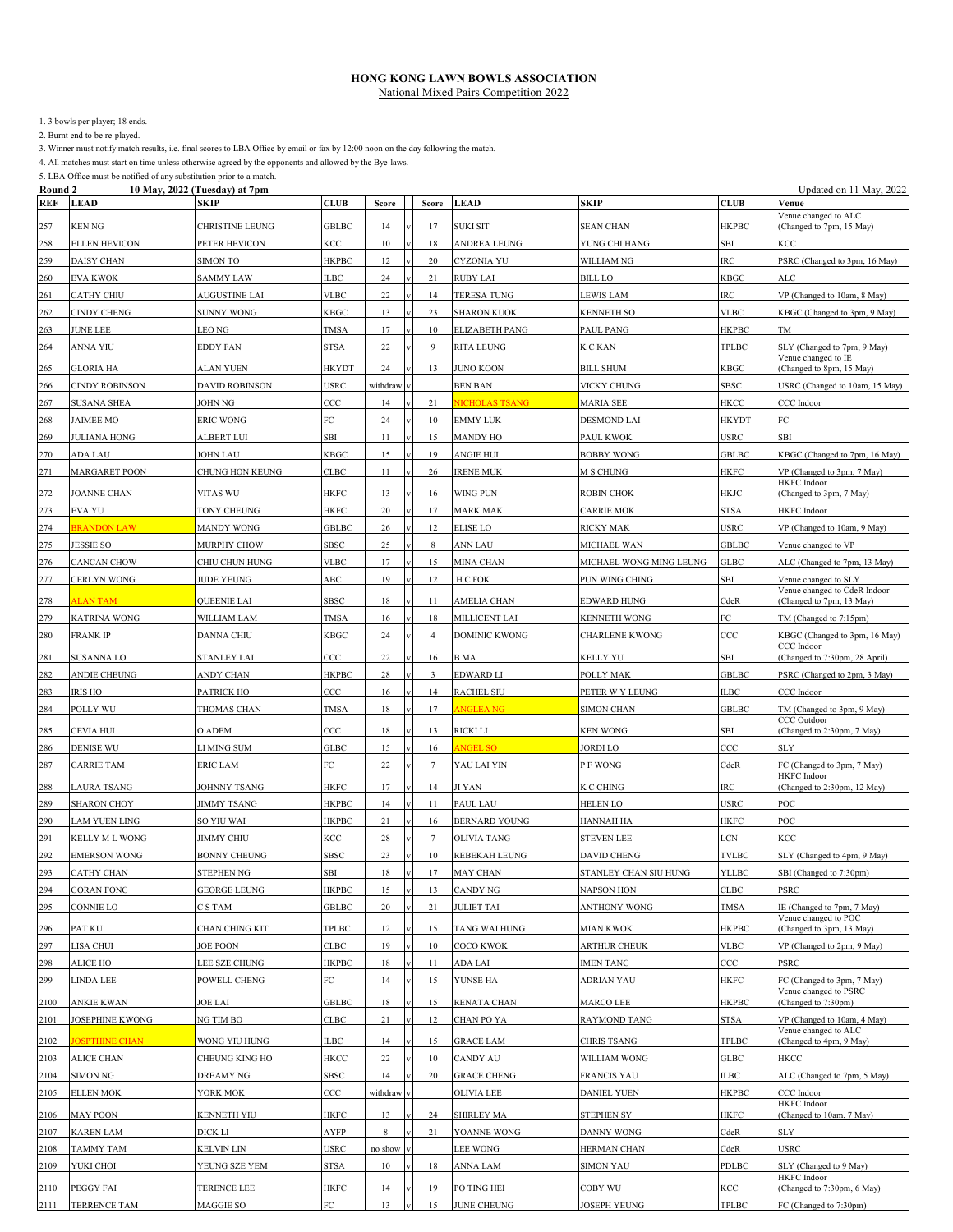# HONG KONG LAWN BOWLS ASSOCIATION

National Mixed Pairs Competition 2022

1. 3 bowls per player; 18 ends.
2. Burnt end to be re-played.
3. Winner must notify match results, i.e. final scores to LBA Office by email or fax by 12:00 noon on the day following the match.
4. All matches must start on time unless otherwise agreed by the opponents and allowed by the Bye-laws.
5. LBA Office must be notified of any substitution prior to a match.

**Round 2** — **10 May, 2022 (Tuesday) at 7pm** — Updated on 11 May, 2022

| REF | LEAD | SKIP | CLUB | Score | | Score | LEAD | SKIP | CLUB | Venue |
|---|---|---|---|---|---|---|---|---|---|---|
| 257 | KEN NG | CHRISTINE LEUNG | GBLBC | 14 | v | 17 | SUKI SIT | SEAN CHAN | HKPBC | Venue changed to ALC (Changed to 7pm, 15 May) |
| 258 | ELLEN HEVICON | PETER HEVICON | KCC | 10 | v | 18 | ANDREA LEUNG | YUNG CHI HANG | SBI | KCC |
| 259 | DAISY CHAN | SIMON TO | HKPBC | 12 | v | 20 | CYZONIA YU | WILLIAM NG | IRC | PSRC (Changed to 3pm, 16 May) |
| 260 | EVA KWOK | SAMMY LAW | ILBC | 24 | v | 21 | RUBY LAI | BILL LO | KBGC | ALC |
| 261 | CATHY CHIU | AUGUSTINE LAI | VLBC | 22 | v | 14 | TERESA TUNG | LEWIS LAM | IRC | VP (Changed to 10am, 8 May) |
| 262 | CINDY CHENG | SUNNY WONG | KBGC | 13 | v | 23 | SHARON KUOK | KENNETH SO | VLBC | KBGC (Changed to 3pm, 9 May) |
| 263 | JUNE LEE | LEO NG | TMSA | 17 | v | 10 | ELIZABETH PANG | PAUL PANG | HKPBC | TM |
| 264 | ANNA YIU | EDDY FAN | STSA | 22 | v | 9 | RITA LEUNG | K C KAN | TPLBC | SLY (Changed to 7pm, 9 May) |
| 265 | GLORIA HA | ALAN YUEN | HKYDT | 24 | v | 13 | JUNO KOON | BILL SHUM | KBGC | Venue changed to IE (Changed to 8pm, 15 May) |
| 266 | CINDY ROBINSON | DAVID ROBINSON | USRC | withdraw | v | | BEN BAN | VICKY CHUNG | SBSC | USRC (Changed to 10am, 15 May) |
| 267 | SUSANA SHEA | JOHN NG | CCC | 14 | v | 21 | NICHOLAS TSANG | MARIA SEE | HKCC | CCC Indoor |
| 268 | JAIMEE MO | ERIC WONG | FC | 24 | v | 10 | EMMY LUK | DESMOND LAI | HKYDT | FC |
| 269 | JULIANA HONG | ALBERT LUI | SBI | 11 | v | 15 | MANDY HO | PAUL KWOK | USRC | SBI |
| 270 | ADA LAU | JOHN LAU | KBGC | 15 | v | 19 | ANGIE HUI | BOBBY WONG | GBLBC | KBGC (Changed to 7pm, 16 May) |
| 271 | MARGARET POON | CHUNG HON KEUNG | CLBC | 11 | v | 26 | IRENE MUK | M S CHUNG | HKFC | VP (Changed to 3pm, 7 May) |
| 272 | JOANNE CHAN | VITAS WU | HKFC | 13 | v | 16 | WING PUN | ROBIN CHOK | HKJC | HKFC Indoor (Changed to 3pm, 7 May) |
| 273 | EVA YU | TONY CHEUNG | HKFC | 20 | v | 17 | MARK MAK | CARRIE MOK | STSA | HKFC Indoor |
| 274 | BRANDON LAW | MANDY WONG | GBLBC | 26 | v | 12 | ELISE LO | RICKY MAK | USRC | VP (Changed to 10am, 9 May) |
| 275 | JESSIE SO | MURPHY CHOW | SBSC | 25 | v | 8 | ANN LAU | MICHAEL WAN | GBLBC | Venue changed to VP |
| 276 | CANCAN CHOW | CHIU CHUN HUNG | VLBC | 17 | v | 15 | MINA CHAN | MICHAEL WONG MING LEUNG | GLBC | ALC (Changed to 7pm, 13 May) |
| 277 | CERLYN WONG | JUDE YEUNG | ABC | 19 | v | 12 | H C FOK | PUN WING CHING | SBI | Venue changed to SLY |
| 278 | ALAN TAM | QUEENIE LAI | SBSC | 18 | v | 11 | AMELIA CHAN | EDWARD HUNG | CdeR | Venue changed to CdeR Indoor (Changed to 7pm, 13 May) |
| 279 | KATRINA WONG | WILLIAM LAM | TMSA | 16 | v | 18 | MILLICENT LAI | KENNETH WONG | FC | TM (Changed to 7:15pm) |
| 280 | FRANK IP | DANNA CHIU | KBGC | 24 | v | 4 | DOMINIC KWONG | CHARLENE KWONG | CCC | KBGC (Changed to 3pm, 16 May) |
| 281 | SUSANNA LO | STANLEY LAI | CCC | 22 | v | 16 | B MA | KELLY YU | SBI | CCC Indoor (Changed to 7:30pm, 28 April) |
| 282 | ANDIE CHEUNG | ANDY CHAN | HKPBC | 28 | v | 3 | EDWARD LI | POLLY MAK | GBLBC | PSRC (Changed to 2pm, 3 May) |
| 283 | IRIS HO | PATRICK HO | CCC | 16 | v | 14 | RACHEL SIU | PETER W Y LEUNG | ILBC | CCC Indoor |
| 284 | POLLY WU | THOMAS CHAN | TMSA | 18 | v | 17 | ANGLEA NG | SIMON CHAN | GBLBC | TM (Changed to 3pm, 9 May) |
| 285 | CEVIA HUI | O ADEM | CCC | 18 | v | 13 | RICKI LI | KEN WONG | SBI | CCC Outdoor (Changed to 2:30pm, 7 May) |
| 286 | DENISE WU | LI MING SUM | GLBC | 15 | v | 16 | ANGEL SO | JORDI LO | CCC | SLY |
| 287 | CARRIE TAM | ERIC LAM | FC | 22 | v | 7 | YAU LAI YIN | P F WONG | CdeR | FC (Changed to 3pm, 7 May) |
| 288 | LAURA TSANG | JOHNNY TSANG | HKFC | 17 | v | 14 | JI YAN | K C CHING | IRC | HKFC Indoor (Changed to 2:30pm, 12 May) |
| 289 | SHARON CHOY | JIMMY TSANG | HKPBC | 14 | v | 11 | PAUL LAU | HELEN LO | USRC | POC |
| 290 | LAM YUEN LING | SO YIU WAI | HKPBC | 21 | v | 16 | BERNARD YOUNG | HANNAH HA | HKFC | POC |
| 291 | KELLY M L WONG | JIMMY CHIU | KCC | 28 | v | 7 | OLIVIA TANG | STEVEN LEE | LCN | KCC |
| 292 | EMERSON WONG | BONNY CHEUNG | SBSC | 23 | v | 10 | REBEKAH LEUNG | DAVID CHENG | TVLBC | SLY (Changed to 4pm, 9 May) |
| 293 | CATHY CHAN | STEPHEN NG | SBI | 18 | v | 17 | MAY CHAN | STANLEY CHAN SIU HUNG | YLLBC | SBI (Changed to 7:30pm) |
| 294 | GORAN FONG | GEORGE LEUNG | HKPBC | 15 | v | 13 | CANDY NG | NAPSON HON | CLBC | PSRC |
| 295 | CONNIE LO | C S TAM | GBLBC | 20 | v | 21 | JULIET TAI | ANTHONY WONG | TMSA | IE (Changed to 7pm, 7 May) |
| 296 | PAT KU | CHAN CHING KIT | TPLBC | 12 | v | 15 | TANG WAI HUNG | MIAN KWOK | HKPBC | Venue changed to POC (Changed to 3pm, 13 May) |
| 297 | LISA CHUI | JOE POON | CLBC | 19 | v | 10 | COCO KWOK | ARTHUR CHEUK | VLBC | VP (Changed to 2pm, 9 May) |
| 298 | ALICE HO | LEE SZE CHUNG | HKPBC | 18 | v | 11 | ADA LAI | IMEN TANG | CCC | PSRC |
| 299 | LINDA LEE | POWELL CHENG | FC | 14 | v | 15 | YUNSE HA | ADRIAN YAU | HKFC | FC (Changed to 3pm, 7 May) |
| 2100 | ANKIE KWAN | JOE LAI | GBLBC | 18 | v | 15 | RENATA CHAN | MARCO LEE | HKPBC | Venue changed to PSRC (Changed to 7:30pm) |
| 2101 | JOSEPHINE KWONG | NG TIM BO | CLBC | 21 | v | 12 | CHAN PO YA | RAYMOND TANG | STSA | VP (Changed to 10am, 4 May) |
| 2102 | JOSPTHINE CHAN | WONG YIU HUNG | ILBC | 14 | v | 15 | GRACE LAM | CHRIS TSANG | TPLBC | Venue changed to ALC (Changed to 4pm, 9 May) |
| 2103 | ALICE CHAN | CHEUNG KING HO | HKCC | 22 | v | 10 | CANDY AU | WILLIAM WONG | GLBC | HKCC |
| 2104 | SIMON NG | DREAMY NG | SBSC | 14 | v | 20 | GRACE CHENG | FRANCIS YAU | ILBC | ALC (Changed to 7pm, 5 May) |
| 2105 | ELLEN MOK | YORK MOK | CCC | withdraw | v | | OLIVIA LEE | DANIEL YUEN | HKPBC | CCC Indoor |
| 2106 | MAY POON | KENNETH YIU | HKFC | 13 | v | 24 | SHIRLEY MA | STEPHEN SY | HKFC | HKFC Indoor (Changed to 10am, 7 May) |
| 2107 | KAREN LAM | DICK LI | AYFP | 8 | v | 21 | YOANNE WONG | DANNY WONG | CdeR | SLY |
| 2108 | TAMMY TAM | KELVIN LIN | USRC | no show | v | | LEE WONG | HERMAN CHAN | CdeR | USRC |
| 2109 | YUKI CHOI | YEUNG SZE YEM | STSA | 10 | v | 18 | ANNA LAM | SIMON YAU | PDLBC | SLY (Changed to 9 May) |
| 2110 | PEGGY FAI | TERENCE LEE | HKFC | 14 | v | 19 | PO TING HEI | COBY WU | KCC | HKFC Indoor (Changed to 7:30pm, 6 May) |
| 2111 | TERRENCE TAM | MAGGIE SO | FC | 13 | v | 15 | JUNE CHEUNG | JOSEPH YEUNG | TPLBC | FC (Changed to 7:30pm) |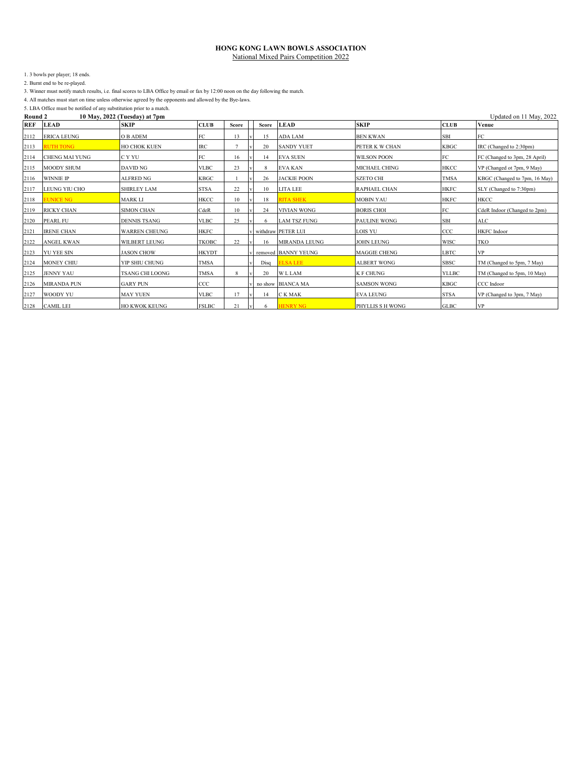# HONG KONG LAWN BOWLS ASSOCIATION

National Mixed Pairs Competition 2022

1. 3 bowls per player; 18 ends.
2. Burnt end to be re-played.
3. Winner must notify match results, i.e. final scores to LBA Office by email or fax by 12:00 noon on the day following the match.
4. All matches must start on time unless otherwise agreed by the opponents and allowed by the Bye-laws.
5. LBA Office must be notified of any substitution prior to a match.

**Round 2** **10 May, 2022 (Tuesday) at 7pm** Updated on 11 May, 2022

| REF | LEAD | SKIP | CLUB | Score | | Score | LEAD | SKIP | CLUB | Venue |
|---|---|---|---|---|---|---|---|---|---|---|
| 2112 | ERICA LEUNG | O B ADEM | FC | 13 | v | 15 | ADA LAM | BEN KWAN | SBI | FC |
| 2113 | RUTH TONG | HO CHOK KUEN | IRC | 7 | v | 20 | SANDY YUET | PETER K W CHAN | KBGC | IRC (Changed to 2:30pm) |
| 2114 | CHENG MAI YUNG | C Y YU | FC | 16 | v | 14 | EVA SUEN | WILSON POON | FC | FC (Changed to 3pm, 28 April) |
| 2115 | MOODY SHUM | DAVID NG | VLBC | 23 | v | 8 | EVA KAN | MICHAEL CHING | HKCC | VP (Changed ot 7pm, 9 May) |
| 2116 | WINNIE IP | ALFRED NG | KBGC | 1 | v | 26 | JACKIE POON | SZETO CHI | TMSA | KBGC (Changed to 7pm, 16 May) |
| 2117 | LEUNG YIU CHO | SHIRLEY LAM | STSA | 22 | v | 10 | LITA LEE | RAPHAEL CHAN | HKFC | SLY (Changed to 7:30pm) |
| 2118 | EUNICE NG | MARK LI | HKCC | 10 | v | 18 | RITA SHEK | MOBIN YAU | HKFC | HKCC |
| 2119 | RICKY CHAN | SIMON CHAN | CdeR | 10 | v | 24 | VIVIAN WONG | BORIS CHOI | FC | CdeR Indoor (Changed to 2pm) |
| 2120 | PEARL FU | DENNIS TSANG | VLBC | 25 | v | 6 | LAM TSZ FUNG | PAULINE WONG | SBI | ALC |
| 2121 | IRENE CHAN | WARREN CHEUNG | HKFC | | v | withdraw | PETER LUI | LOIS YU | CCC | HKFC Indoor |
| 2122 | ANGEL KWAN | WILBERT LEUNG | TKOBC | 22 | v | 16 | MIRANDA LEUNG | JOHN LEUNG | WISC | TKO |
| 2123 | YU YEE SIN | JASON CHOW | HKYDT | | v | removed | BANNY YEUNG | MAGGIE CHENG | LBTC | VP |
| 2124 | MONEY CHIU | YIP SHIU CHUNG | TMSA | | v | Disq | ELSA LEE | ALBERT WONG | SBSC | TM (Changed to 5pm, 7 May) |
| 2125 | JENNY YAU | TSANG CHI LOONG | TMSA | 8 | v | 20 | W L LAM | K F CHUNG | YLLBC | TM (Changed to 5pm, 10 May) |
| 2126 | MIRANDA PUN | GARY PUN | CCC | | v | no show | BIANCA MA | SAMSON WONG | KBGC | CCC Indoor |
| 2127 | WOODY YU | MAY YUEN | VLBC | 17 | v | 14 | C K MAK | EVA LEUNG | STSA | VP (Changed to 3pm, 7 May) |
| 2128 | CAMIL LEI | HO KWOK KEUNG | FSLBC | 21 | v | 6 | HENRY NG | PHYLLIS S H WONG | GLBC | VP |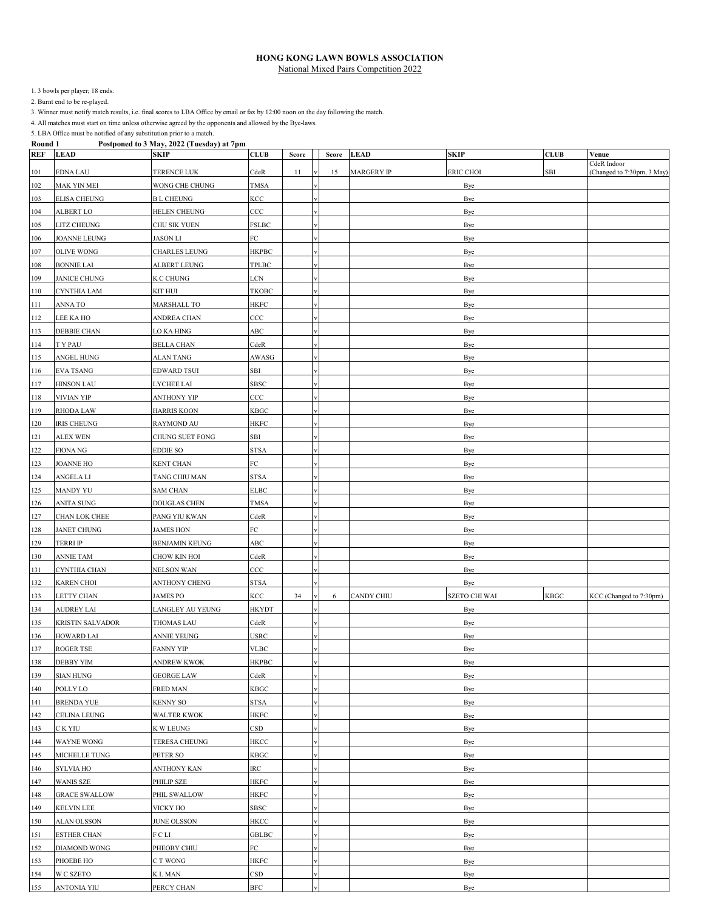# HONG KONG LAWN BOWLS ASSOCIATION

National Mixed Pairs Competition 2022

1. 3 bowls per player; 18 ends.
2. Burnt end to be re-played.
3. Winner must notify match results, i.e. final scores to LBA Office by email or fax by 12:00 noon on the day following the match.
4. All matches must start on time unless otherwise agreed by the opponents and allowed by the Bye-laws.
5. LBA Office must be notified of any substitution prior to a match.

**Round 1** **Postponed to 3 May, 2022 (Tuesday) at 7pm**

| REF | LEAD | SKIP | CLUB | Score | | Score | LEAD | SKIP | CLUB | Venue |
|---|---|---|---|---|---|---|---|---|---|---|
| 101 | EDNA LAU | TERENCE LUK | CdeR | 11 | v | 15 | MARGERY IP | ERIC CHOI | SBI | CdeR Indoor (Changed to 7:30pm, 3 May) |
| 102 | MAK YIN MEI | WONG CHE CHUNG | TMSA | | v | | | Bye | | |
| 103 | ELISA CHEUNG | B L CHEUNG | KCC | | v | | | Bye | | |
| 104 | ALBERT LO | HELEN CHEUNG | CCC | | v | | | Bye | | |
| 105 | LITZ CHEUNG | CHU SIK YUEN | FSLBC | | v | | | Bye | | |
| 106 | JOANNE LEUNG | JASON LI | FC | | v | | | Bye | | |
| 107 | OLIVE WONG | CHARLES LEUNG | HKPBC | | v | | | Bye | | |
| 108 | BONNIE LAI | ALBERT LEUNG | TPLBC | | v | | | Bye | | |
| 109 | JANICE CHUNG | K C CHUNG | LCN | | v | | | Bye | | |
| 110 | CYNTHIA LAM | KIT HUI | TKOBC | | v | | | Bye | | |
| 111 | ANNA TO | MARSHALL TO | HKFC | | v | | | Bye | | |
| 112 | LEE KA HO | ANDREA CHAN | CCC | | v | | | Bye | | |
| 113 | DEBBIE CHAN | LO KA HING | ABC | | v | | | Bye | | |
| 114 | T Y PAU | BELLA CHAN | CdeR | | v | | | Bye | | |
| 115 | ANGEL HUNG | ALAN TANG | AWASG | | v | | | Bye | | |
| 116 | EVA TSANG | EDWARD TSUI | SBI | | v | | | Bye | | |
| 117 | HINSON LAU | LYCHEE LAI | SBSC | | v | | | Bye | | |
| 118 | VIVIAN YIP | ANTHONY YIP | CCC | | v | | | Bye | | |
| 119 | RHODA LAW | HARRIS KOON | KBGC | | v | | | Bye | | |
| 120 | IRIS CHEUNG | RAYMOND AU | HKFC | | v | | | Bye | | |
| 121 | ALEX WEN | CHUNG SUET FONG | SBI | | v | | | Bye | | |
| 122 | FIONA NG | EDDIE SO | STSA | | v | | | Bye | | |
| 123 | JOANNE HO | KENT CHAN | FC | | v | | | Bye | | |
| 124 | ANGELA LI | TANG CHIU MAN | STSA | | v | | | Bye | | |
| 125 | MANDY YU | SAM CHAN | ELBC | | v | | | Bye | | |
| 126 | ANITA SUNG | DOUGLAS CHEN | TMSA | | v | | | Bye | | |
| 127 | CHAN LOK CHEE | PANG YIU KWAN | CdeR | | v | | | Bye | | |
| 128 | JANET CHUNG | JAMES HON | FC | | v | | | Bye | | |
| 129 | TERRI IP | BENJAMIN KEUNG | ABC | | v | | | Bye | | |
| 130 | ANNIE TAM | CHOW KIN HOI | CdeR | | v | | | Bye | | |
| 131 | CYNTHIA CHAN | NELSON WAN | CCC | | v | | | Bye | | |
| 132 | KAREN CHOI | ANTHONY CHENG | STSA | | v | | | Bye | | |
| 133 | LETTY CHAN | JAMES PO | KCC | 34 | v | 6 | CANDY CHIU | SZETO CHI WAI | KBGC | KCC (Changed to 7:30pm) |
| 134 | AUDREY LAI | LANGLEY AU YEUNG | HKYDT | | v | | | Bye | | |
| 135 | KRISTIN SALVADOR | THOMAS LAU | CdeR | | v | | | Bye | | |
| 136 | HOWARD LAI | ANNIE YEUNG | USRC | | v | | | Bye | | |
| 137 | ROGER TSE | FANNY YIP | VLBC | | v | | | Bye | | |
| 138 | DEBBY YIM | ANDREW KWOK | HKPBC | | v | | | Bye | | |
| 139 | SIAN HUNG | GEORGE LAW | CdeR | | v | | | Bye | | |
| 140 | POLLY LO | FRED MAN | KBGC | | v | | | Bye | | |
| 141 | BRENDA YUE | KENNY SO | STSA | | v | | | Bye | | |
| 142 | CELINA LEUNG | WALTER KWOK | HKFC | | v | | | Bye | | |
| 143 | C K YIU | K W LEUNG | CSD | | v | | | Bye | | |
| 144 | WAYNE WONG | TERESA CHEUNG | HKCC | | v | | | Bye | | |
| 145 | MICHELLE TUNG | PETER SO | KBGC | | v | | | Bye | | |
| 146 | SYLVIA HO | ANTHONY KAN | IRC | | v | | | Bye | | |
| 147 | WANIS SZE | PHILIP SZE | HKFC | | v | | | Bye | | |
| 148 | GRACE SWALLOW | PHIL SWALLOW | HKFC | | v | | | Bye | | |
| 149 | KELVIN LEE | VICKY HO | SBSC | | v | | | Bye | | |
| 150 | ALAN OLSSON | JUNE OLSSON | HKCC | | v | | | Bye | | |
| 151 | ESTHER CHAN | F C LI | GBLBC | | v | | | Bye | | |
| 152 | DIAMOND WONG | PHEOBY CHIU | FC | | v | | | Bye | | |
| 153 | PHOEBE HO | C T WONG | HKFC | | v | | | Bye | | |
| 154 | W C SZETO | K L MAN | CSD | | v | | | Bye | | |
| 155 | ANTONIA YIU | PERCY CHAN | BFC | | v | | | Bye | | |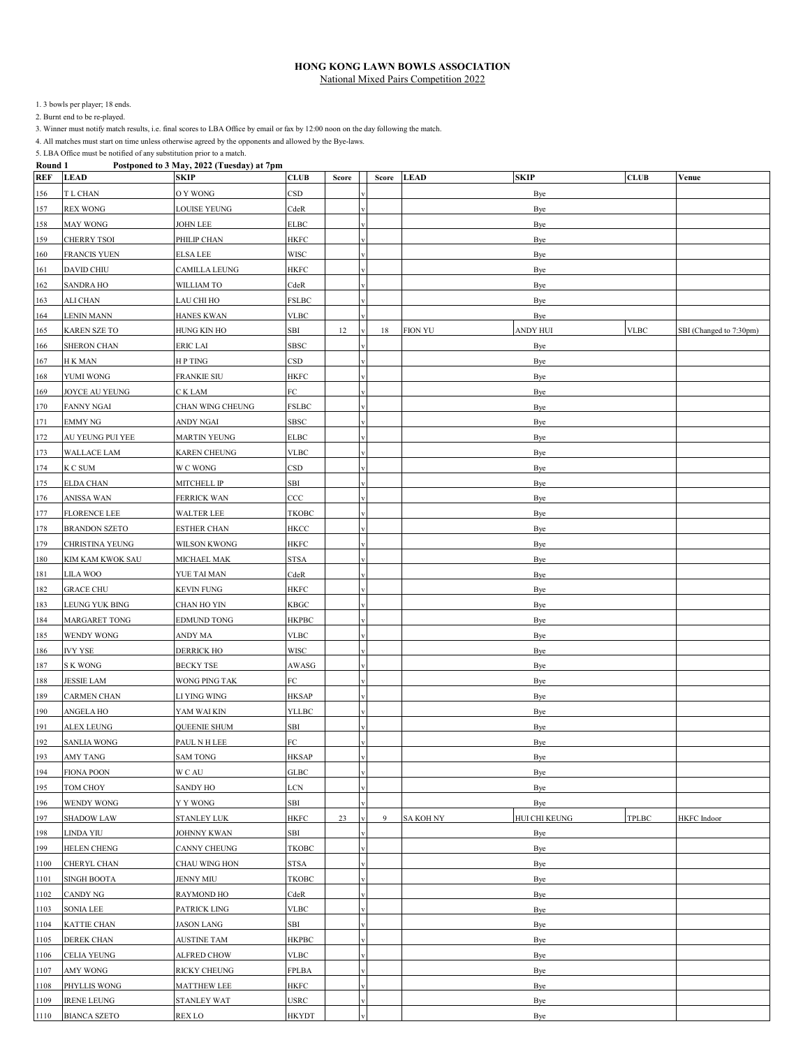**HONG KONG LAWN BOWLS ASSOCIATION**

National Mixed Pairs Competition 2022

1. 3 bowls per player; 18 ends.
2. Burnt end to be re-played.
3. Winner must notify match results, i.e. final scores to LBA Office by email or fax by 12:00 noon on the day following the match.
4. All matches must start on time unless otherwise agreed by the opponents and allowed by the Bye-laws.
5. LBA Office must be notified of any substitution prior to a match.

**Round 1** **Postponed to 3 May, 2022 (Tuesday) at 7pm**

| REF | LEAD | SKIP | CLUB | Score | | Score | LEAD | SKIP | CLUB | Venue |
|---|---|---|---|---|---|---|---|---|---|---|
| 156 | T L CHAN | O Y WONG | CSD | | v | | | Bye | | |
| 157 | REX WONG | LOUISE YEUNG | CdeR | | v | | | Bye | | |
| 158 | MAY WONG | JOHN LEE | ELBC | | v | | | Bye | | |
| 159 | CHERRY TSOI | PHILIP CHAN | HKFC | | v | | | Bye | | |
| 160 | FRANCIS YUEN | ELSA LEE | WISC | | v | | | Bye | | |
| 161 | DAVID CHIU | CAMILLA LEUNG | HKFC | | v | | | Bye | | |
| 162 | SANDRA HO | WILLIAM TO | CdeR | | v | | | Bye | | |
| 163 | ALI CHAN | LAU CHI HO | FSLBC | | v | | | Bye | | |
| 164 | LENIN MANN | HANES KWAN | VLBC | | v | | | Bye | | |
| 165 | KAREN SZE TO | HUNG KIN HO | SBI | 12 | v | 18 | FION YU | ANDY HUI | VLBC | SBI (Changed to 7:30pm) |
| 166 | SHERON CHAN | ERIC LAI | SBSC | | v | | | Bye | | |
| 167 | H K MAN | H P TING | CSD | | v | | | Bye | | |
| 168 | YUMI WONG | FRANKIE SIU | HKFC | | v | | | Bye | | |
| 169 | JOYCE AU YEUNG | C K LAM | FC | | v | | | Bye | | |
| 170 | FANNY NGAI | CHAN WING CHEUNG | FSLBC | | v | | | Bye | | |
| 171 | EMMY NG | ANDY NGAI | SBSC | | v | | | Bye | | |
| 172 | AU YEUNG PUI YEE | MARTIN YEUNG | ELBC | | v | | | Bye | | |
| 173 | WALLACE LAM | KAREN CHEUNG | VLBC | | v | | | Bye | | |
| 174 | K C SUM | W C WONG | CSD | | v | | | Bye | | |
| 175 | ELDA CHAN | MITCHELL IP | SBI | | v | | | Bye | | |
| 176 | ANISSA WAN | FERRICK WAN | CCC | | v | | | Bye | | |
| 177 | FLORENCE LEE | WALTER LEE | TKOBC | | v | | | Bye | | |
| 178 | BRANDON SZETO | ESTHER CHAN | HKCC | | v | | | Bye | | |
| 179 | CHRISTINA YEUNG | WILSON KWONG | HKFC | | v | | | Bye | | |
| 180 | KIM KAM KWOK SAU | MICHAEL MAK | STSA | | v | | | Bye | | |
| 181 | LILA WOO | YUE TAI MAN | CdeR | | v | | | Bye | | |
| 182 | GRACE CHU | KEVIN FUNG | HKFC | | v | | | Bye | | |
| 183 | LEUNG YUK BING | CHAN HO YIN | KBGC | | v | | | Bye | | |
| 184 | MARGARET TONG | EDMUND TONG | HKPBC | | v | | | Bye | | |
| 185 | WENDY WONG | ANDY MA | VLBC | | v | | | Bye | | |
| 186 | IVY YSE | DERRICK HO | WISC | | v | | | Bye | | |
| 187 | S K WONG | BECKY TSE | AWASG | | v | | | Bye | | |
| 188 | JESSIE LAM | WONG PING TAK | FC | | v | | | Bye | | |
| 189 | CARMEN CHAN | LI YING WING | HKSAP | | v | | | Bye | | |
| 190 | ANGELA HO | YAM WAI KIN | YLLBC | | v | | | Bye | | |
| 191 | ALEX LEUNG | QUEENIE SHUM | SBI | | v | | | Bye | | |
| 192 | SANLIA WONG | PAUL N H LEE | FC | | v | | | Bye | | |
| 193 | AMY TANG | SAM TONG | HKSAP | | v | | | Bye | | |
| 194 | FIONA POON | W C AU | GLBC | | v | | | Bye | | |
| 195 | TOM CHOY | SANDY HO | LCN | | v | | | Bye | | |
| 196 | WENDY WONG | Y Y WONG | SBI | | v | | | Bye | | |
| 197 | SHADOW LAW | STANLEY LUK | HKFC | 23 | v | 9 | SA KOH NY | HUI CHI KEUNG | TPLBC | HKFC Indoor |
| 198 | LINDA YIU | JOHNNY KWAN | SBI | | v | | | Bye | | |
| 199 | HELEN CHENG | CANNY CHEUNG | TKOBC | | v | | | Bye | | |
| 1100 | CHERYL CHAN | CHAU WING HON | STSA | | v | | | Bye | | |
| 1101 | SINGH BOOTA | JENNY MIU | TKOBC | | v | | | Bye | | |
| 1102 | CANDY NG | RAYMOND HO | CdeR | | v | | | Bye | | |
| 1103 | SONIA LEE | PATRICK LING | VLBC | | v | | | Bye | | |
| 1104 | KATTIE CHAN | JASON LANG | SBI | | v | | | Bye | | |
| 1105 | DEREK CHAN | AUSTINE TAM | HKPBC | | v | | | Bye | | |
| 1106 | CELIA YEUNG | ALFRED CHOW | VLBC | | v | | | Bye | | |
| 1107 | AMY WONG | RICKY CHEUNG | FPLBA | | v | | | Bye | | |
| 1108 | PHYLLIS WONG | MATTHEW LEE | HKFC | | v | | | Bye | | |
| 1109 | IRENE LEUNG | STANLEY WAT | USRC | | v | | | Bye | | |
| 1110 | BIANCA SZETO | REX LO | HKYDT | | v | | | Bye | | |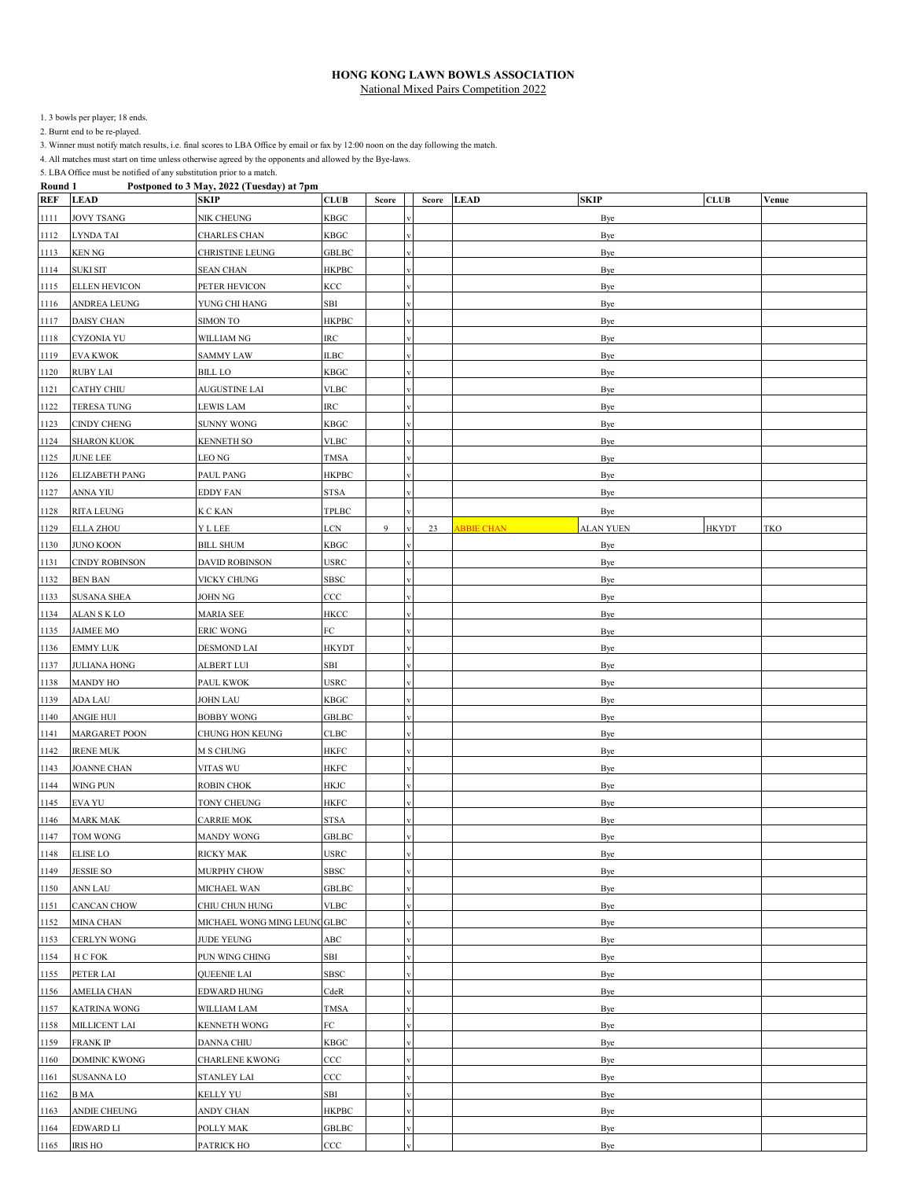**HONG KONG LAWN BOWLS ASSOCIATION**

National Mixed Pairs Competition 2022

1. 3 bowls per player; 18 ends.
2. Burnt end to be re-played.
3. Winner must notify match results, i.e. final scores to LBA Office by email or fax by 12:00 noon on the day following the match.
4. All matches must start on time unless otherwise agreed by the opponents and allowed by the Bye-laws.
5. LBA Office must be notified of any substitution prior to a match.

**Round 1** **Postponed to 3 May, 2022 (Tuesday) at 7pm**

| REF | LEAD | SKIP | CLUB | Score | | Score | LEAD | SKIP | CLUB | Venue |
|---|---|---|---|---|---|---|---|---|---|---|
| 1111 | JOVY TSANG | NIK CHEUNG | KBGC | | v | | | Bye | | |
| 1112 | LYNDA TAI | CHARLES CHAN | KBGC | | v | | | Bye | | |
| 1113 | KEN NG | CHRISTINE LEUNG | GBLBC | | v | | | Bye | | |
| 1114 | SUKI SIT | SEAN CHAN | HKPBC | | v | | | Bye | | |
| 1115 | ELLEN HEVICON | PETER HEVICON | KCC | | v | | | Bye | | |
| 1116 | ANDREA LEUNG | YUNG CHI HANG | SBI | | v | | | Bye | | |
| 1117 | DAISY CHAN | SIMON TO | HKPBC | | v | | | Bye | | |
| 1118 | CYZONIA YU | WILLIAM NG | IRC | | v | | | Bye | | |
| 1119 | EVA KWOK | SAMMY LAW | ILBC | | v | | | Bye | | |
| 1120 | RUBY LAI | BILL LO | KBGC | | v | | | Bye | | |
| 1121 | CATHY CHIU | AUGUSTINE LAI | VLBC | | v | | | Bye | | |
| 1122 | TERESA TUNG | LEWIS LAM | IRC | | v | | | Bye | | |
| 1123 | CINDY CHENG | SUNNY WONG | KBGC | | v | | | Bye | | |
| 1124 | SHARON KUOK | KENNETH SO | VLBC | | v | | | Bye | | |
| 1125 | JUNE LEE | LEO NG | TMSA | | v | | | Bye | | |
| 1126 | ELIZABETH PANG | PAUL PANG | HKPBC | | v | | | Bye | | |
| 1127 | ANNA YIU | EDDY FAN | STSA | | v | | | Bye | | |
| 1128 | RITA LEUNG | K C KAN | TPLBC | | v | | | Bye | | |
| 1129 | ELLA ZHOU | Y L LEE | LCN | 9 | v | 23 | ABBIE CHAN | ALAN YUEN | HKYDT | TKO |
| 1130 | JUNO KOON | BILL SHUM | KBGC | | v | | | Bye | | |
| 1131 | CINDY ROBINSON | DAVID ROBINSON | USRC | | v | | | Bye | | |
| 1132 | BEN BAN | VICKY CHUNG | SBSC | | v | | | Bye | | |
| 1133 | SUSANA SHEA | JOHN NG | CCC | | v | | | Bye | | |
| 1134 | ALAN S K LO | MARIA SEE | HKCC | | v | | | Bye | | |
| 1135 | JAIMEE MO | ERIC WONG | FC | | v | | | Bye | | |
| 1136 | EMMY LUK | DESMOND LAI | HKYDT | | v | | | Bye | | |
| 1137 | JULIANA HONG | ALBERT LUI | SBI | | v | | | Bye | | |
| 1138 | MANDY HO | PAUL KWOK | USRC | | v | | | Bye | | |
| 1139 | ADA LAU | JOHN LAU | KBGC | | v | | | Bye | | |
| 1140 | ANGIE HUI | BOBBY WONG | GBLBC | | v | | | Bye | | |
| 1141 | MARGARET POON | CHUNG HON KEUNG | CLBC | | v | | | Bye | | |
| 1142 | IRENE MUK | M S CHUNG | HKFC | | v | | | Bye | | |
| 1143 | JOANNE CHAN | VITAS WU | HKFC | | v | | | Bye | | |
| 1144 | WING PUN | ROBIN CHOK | HKJC | | v | | | Bye | | |
| 1145 | EVA YU | TONY CHEUNG | HKFC | | v | | | Bye | | |
| 1146 | MARK MAK | CARRIE MOK | STSA | | v | | | Bye | | |
| 1147 | TOM WONG | MANDY WONG | GBLBC | | v | | | Bye | | |
| 1148 | ELISE LO | RICKY MAK | USRC | | v | | | Bye | | |
| 1149 | JESSIE SO | MURPHY CHOW | SBSC | | v | | | Bye | | |
| 1150 | ANN LAU | MICHAEL WAN | GBLBC | | v | | | Bye | | |
| 1151 | CANCAN CHOW | CHIU CHUN HUNG | VLBC | | v | | | Bye | | |
| 1152 | MINA CHAN | MICHAEL WONG MING LEUNG | GLBC | | v | | | Bye | | |
| 1153 | CERLYN WONG | JUDE YEUNG | ABC | | v | | | Bye | | |
| 1154 | H C FOK | PUN WING CHING | SBI | | v | | | Bye | | |
| 1155 | PETER LAI | QUEENIE LAI | SBSC | | v | | | Bye | | |
| 1156 | AMELIA CHAN | EDWARD HUNG | CdeR | | v | | | Bye | | |
| 1157 | KATRINA WONG | WILLIAM LAM | TMSA | | v | | | Bye | | |
| 1158 | MILLICENT LAI | KENNETH WONG | FC | | v | | | Bye | | |
| 1159 | FRANK IP | DANNA CHIU | KBGC | | v | | | Bye | | |
| 1160 | DOMINIC KWONG | CHARLENE KWONG | CCC | | v | | | Bye | | |
| 1161 | SUSANNA LO | STANLEY LAI | CCC | | v | | | Bye | | |
| 1162 | B MA | KELLY YU | SBI | | v | | | Bye | | |
| 1163 | ANDIE CHEUNG | ANDY CHAN | HKPBC | | v | | | Bye | | |
| 1164 | EDWARD LI | POLLY MAK | GBLBC | | v | | | Bye | | |
| 1165 | IRIS HO | PATRICK HO | CCC | | v | | | Bye | | |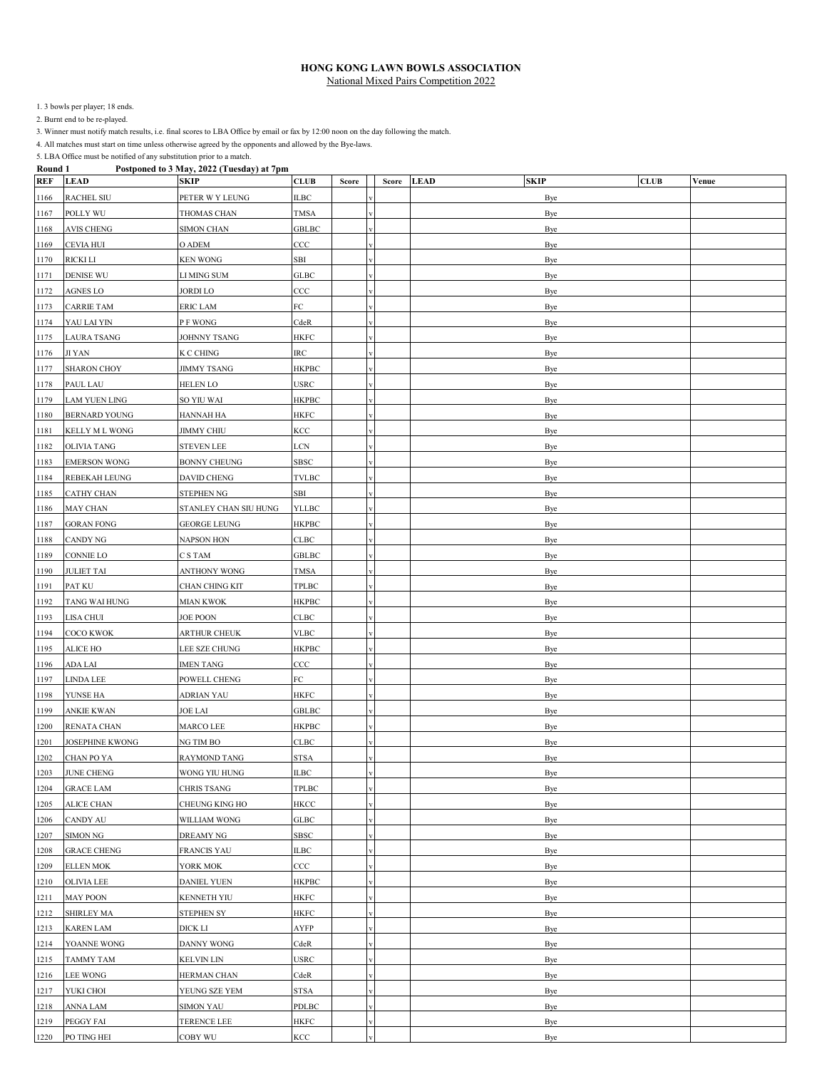**HONG KONG LAWN BOWLS ASSOCIATION**

National Mixed Pairs Competition 2022

1. 3 bowls per player; 18 ends.
2. Burnt end to be re-played.
3. Winner must notify match results, i.e. final scores to LBA Office by email or fax by 12:00 noon on the day following the match.
4. All matches must start on time unless otherwise agreed by the opponents and allowed by the Bye-laws.
5. LBA Office must be notified of any substitution prior to a match.

**Round 1 Postponed to 3 May, 2022 (Tuesday) at 7pm**

| REF | LEAD | SKIP | CLUB | Score | | Score | LEAD | SKIP | CLUB | Venue |
|---|---|---|---|---|---|---|---|---|---|---|
| 1166 | RACHEL SIU | PETER W Y LEUNG | ILBC | | v | | | Bye | | |
| 1167 | POLLY WU | THOMAS CHAN | TMSA | | v | | | Bye | | |
| 1168 | AVIS CHENG | SIMON CHAN | GBLBC | | v | | | Bye | | |
| 1169 | CEVIA HUI | O ADEM | CCC | | v | | | Bye | | |
| 1170 | RICKI LI | KEN WONG | SBI | | v | | | Bye | | |
| 1171 | DENISE WU | LI MING SUM | GLBC | | v | | | Bye | | |
| 1172 | AGNES LO | JORDI LO | CCC | | v | | | Bye | | |
| 1173 | CARRIE TAM | ERIC LAM | FC | | v | | | Bye | | |
| 1174 | YAU LAI YIN | P F WONG | CdeR | | v | | | Bye | | |
| 1175 | LAURA TSANG | JOHNNY TSANG | HKFC | | v | | | Bye | | |
| 1176 | JI YAN | K C CHING | IRC | | v | | | Bye | | |
| 1177 | SHARON CHOY | JIMMY TSANG | HKPBC | | v | | | Bye | | |
| 1178 | PAUL LAU | HELEN LO | USRC | | v | | | Bye | | |
| 1179 | LAM YUEN LING | SO YIU WAI | HKPBC | | v | | | Bye | | |
| 1180 | BERNARD YOUNG | HANNAH HA | HKFC | | v | | | Bye | | |
| 1181 | KELLY M L WONG | JIMMY CHIU | KCC | | v | | | Bye | | |
| 1182 | OLIVIA TANG | STEVEN LEE | LCN | | v | | | Bye | | |
| 1183 | EMERSON WONG | BONNY CHEUNG | SBSC | | v | | | Bye | | |
| 1184 | REBEKAH LEUNG | DAVID CHENG | TVLBC | | v | | | Bye | | |
| 1185 | CATHY CHAN | STEPHEN NG | SBI | | v | | | Bye | | |
| 1186 | MAY CHAN | STANLEY CHAN SIU HUNG | YLLBC | | v | | | Bye | | |
| 1187 | GORAN FONG | GEORGE LEUNG | HKPBC | | v | | | Bye | | |
| 1188 | CANDY NG | NAPSON HON | CLBC | | v | | | Bye | | |
| 1189 | CONNIE LO | C S TAM | GBLBC | | v | | | Bye | | |
| 1190 | JULIET TAI | ANTHONY WONG | TMSA | | v | | | Bye | | |
| 1191 | PAT KU | CHAN CHING KIT | TPLBC | | v | | | Bye | | |
| 1192 | TANG WAI HUNG | MIAN KWOK | HKPBC | | v | | | Bye | | |
| 1193 | LISA CHUI | JOE POON | CLBC | | v | | | Bye | | |
| 1194 | COCO KWOK | ARTHUR CHEUK | VLBC | | v | | | Bye | | |
| 1195 | ALICE HO | LEE SZE CHUNG | HKPBC | | v | | | Bye | | |
| 1196 | ADA LAI | IMEN TANG | CCC | | v | | | Bye | | |
| 1197 | LINDA LEE | POWELL CHENG | FC | | v | | | Bye | | |
| 1198 | YUNSE HA | ADRIAN YAU | HKFC | | v | | | Bye | | |
| 1199 | ANKIE KWAN | JOE LAI | GBLBC | | v | | | Bye | | |
| 1200 | RENATA CHAN | MARCO LEE | HKPBC | | v | | | Bye | | |
| 1201 | JOSEPHINE KWONG | NG TIM BO | CLBC | | v | | | Bye | | |
| 1202 | CHAN PO YA | RAYMOND TANG | STSA | | v | | | Bye | | |
| 1203 | JUNE CHENG | WONG YIU HUNG | ILBC | | v | | | Bye | | |
| 1204 | GRACE LAM | CHRIS TSANG | TPLBC | | v | | | Bye | | |
| 1205 | ALICE CHAN | CHEUNG KING HO | HKCC | | v | | | Bye | | |
| 1206 | CANDY AU | WILLIAM WONG | GLBC | | v | | | Bye | | |
| 1207 | SIMON NG | DREAMY NG | SBSC | | v | | | Bye | | |
| 1208 | GRACE CHENG | FRANCIS YAU | ILBC | | v | | | Bye | | |
| 1209 | ELLEN MOK | YORK MOK | CCC | | v | | | Bye | | |
| 1210 | OLIVIA LEE | DANIEL YUEN | HKPBC | | v | | | Bye | | |
| 1211 | MAY POON | KENNETH YIU | HKFC | | v | | | Bye | | |
| 1212 | SHIRLEY MA | STEPHEN SY | HKFC | | v | | | Bye | | |
| 1213 | KAREN LAM | DICK LI | AYFP | | v | | | Bye | | |
| 1214 | YOANNE WONG | DANNY WONG | CdeR | | v | | | Bye | | |
| 1215 | TAMMY TAM | KELVIN LIN | USRC | | v | | | Bye | | |
| 1216 | LEE WONG | HERMAN CHAN | CdeR | | v | | | Bye | | |
| 1217 | YUKI CHOI | YEUNG SZE YEM | STSA | | v | | | Bye | | |
| 1218 | ANNA LAM | SIMON YAU | PDLBC | | v | | | Bye | | |
| 1219 | PEGGY FAI | TERENCE LEE | HKFC | | v | | | Bye | | |
| 1220 | PO TING HEI | COBY WU | KCC | | v | | | Bye | | |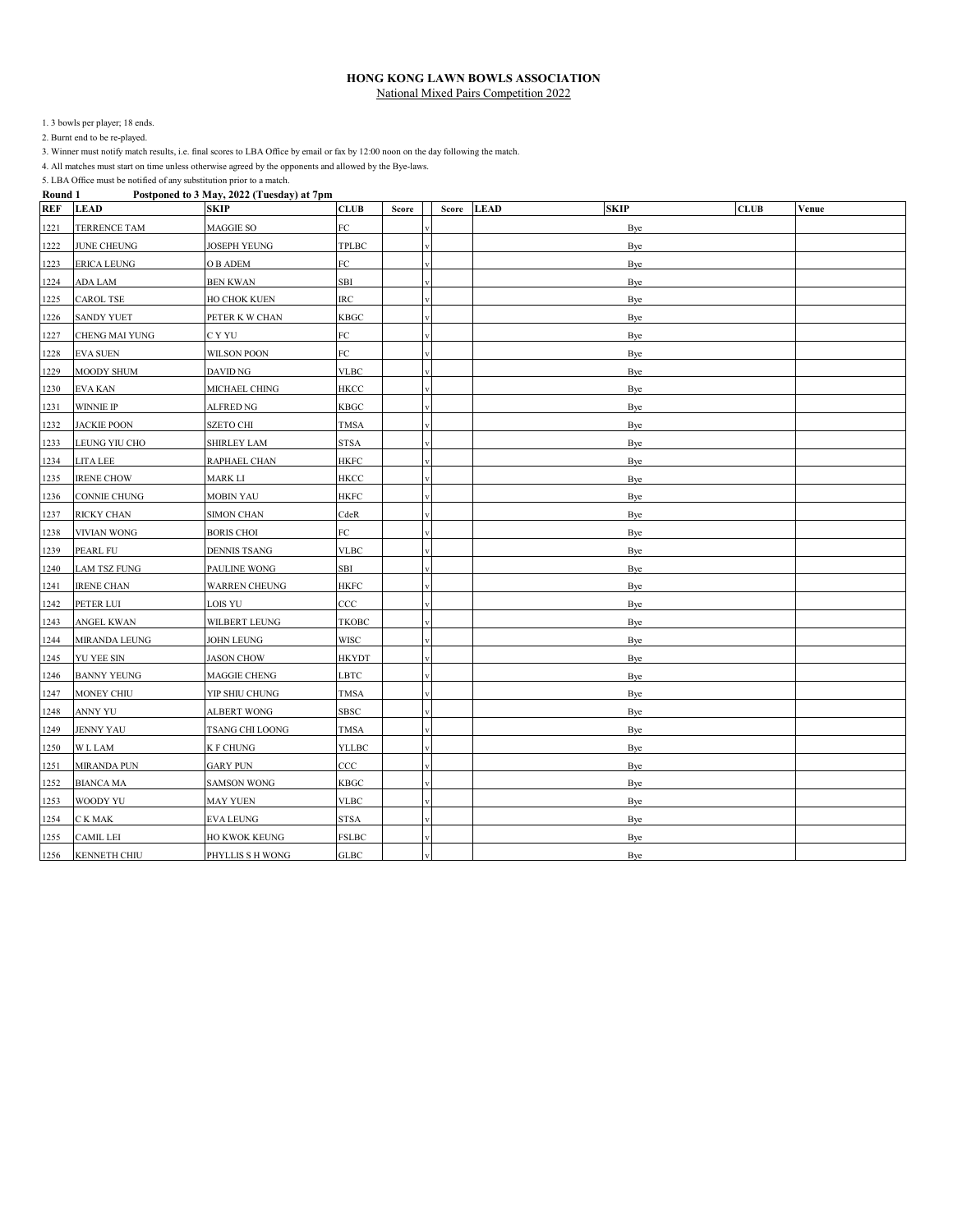**HONG KONG LAWN BOWLS ASSOCIATION**

National Mixed Pairs Competition 2022

1. 3 bowls per player; 18 ends.
2. Burnt end to be re-played.
3. Winner must notify match results, i.e. final scores to LBA Office by email or fax by 12:00 noon on the day following the match.
4. All matches must start on time unless otherwise agreed by the opponents and allowed by the Bye-laws.
5. LBA Office must be notified of any substitution prior to a match.

**Round 1 Postponed to 3 May, 2022 (Tuesday) at 7pm**

| REF | LEAD | SKIP | CLUB | Score | | Score | LEAD | SKIP | CLUB | Venue |
|---|---|---|---|---|---|---|---|---|---|---|
| 1221 | TERRENCE TAM | MAGGIE SO | FC | | v | | | Bye | | |
| 1222 | JUNE CHEUNG | JOSEPH YEUNG | TPLBC | | v | | | Bye | | |
| 1223 | ERICA LEUNG | O B ADEM | FC | | v | | | Bye | | |
| 1224 | ADA LAM | BEN KWAN | SBI | | v | | | Bye | | |
| 1225 | CAROL TSE | HO CHOK KUEN | IRC | | v | | | Bye | | |
| 1226 | SANDY YUET | PETER K W CHAN | KBGC | | v | | | Bye | | |
| 1227 | CHENG MAI YUNG | C Y YU | FC | | v | | | Bye | | |
| 1228 | EVA SUEN | WILSON POON | FC | | v | | | Bye | | |
| 1229 | MOODY SHUM | DAVID NG | VLBC | | v | | | Bye | | |
| 1230 | EVA KAN | MICHAEL CHING | HKCC | | v | | | Bye | | |
| 1231 | WINNIE IP | ALFRED NG | KBGC | | v | | | Bye | | |
| 1232 | JACKIE POON | SZETO CHI | TMSA | | v | | | Bye | | |
| 1233 | LEUNG YIU CHO | SHIRLEY LAM | STSA | | v | | | Bye | | |
| 1234 | LITA LEE | RAPHAEL CHAN | HKFC | | v | | | Bye | | |
| 1235 | IRENE CHOW | MARK LI | HKCC | | v | | | Bye | | |
| 1236 | CONNIE CHUNG | MOBIN YAU | HKFC | | v | | | Bye | | |
| 1237 | RICKY CHAN | SIMON CHAN | CdeR | | v | | | Bye | | |
| 1238 | VIVIAN WONG | BORIS CHOI | FC | | v | | | Bye | | |
| 1239 | PEARL FU | DENNIS TSANG | VLBC | | v | | | Bye | | |
| 1240 | LAM TSZ FUNG | PAULINE WONG | SBI | | v | | | Bye | | |
| 1241 | IRENE CHAN | WARREN CHEUNG | HKFC | | v | | | Bye | | |
| 1242 | PETER LUI | LOIS YU | CCC | | v | | | Bye | | |
| 1243 | ANGEL KWAN | WILBERT LEUNG | TKOBC | | v | | | Bye | | |
| 1244 | MIRANDA LEUNG | JOHN LEUNG | WISC | | v | | | Bye | | |
| 1245 | YU YEE SIN | JASON CHOW | HKYDT | | v | | | Bye | | |
| 1246 | BANNY YEUNG | MAGGIE CHENG | LBTC | | v | | | Bye | | |
| 1247 | MONEY CHIU | YIP SHIU CHUNG | TMSA | | v | | | Bye | | |
| 1248 | ANNY YU | ALBERT WONG | SBSC | | v | | | Bye | | |
| 1249 | JENNY YAU | TSANG CHI LOONG | TMSA | | v | | | Bye | | |
| 1250 | W L LAM | K F CHUNG | YLLBC | | v | | | Bye | | |
| 1251 | MIRANDA PUN | GARY PUN | CCC | | v | | | Bye | | |
| 1252 | BIANCA MA | SAMSON WONG | KBGC | | v | | | Bye | | |
| 1253 | WOODY YU | MAY YUEN | VLBC | | v | | | Bye | | |
| 1254 | C K MAK | EVA LEUNG | STSA | | v | | | Bye | | |
| 1255 | CAMIL LEI | HO KWOK KEUNG | FSLBC | | v | | | Bye | | |
| 1256 | KENNETH CHIU | PHYLLIS S H WONG | GLBC | | v | | | Bye | | |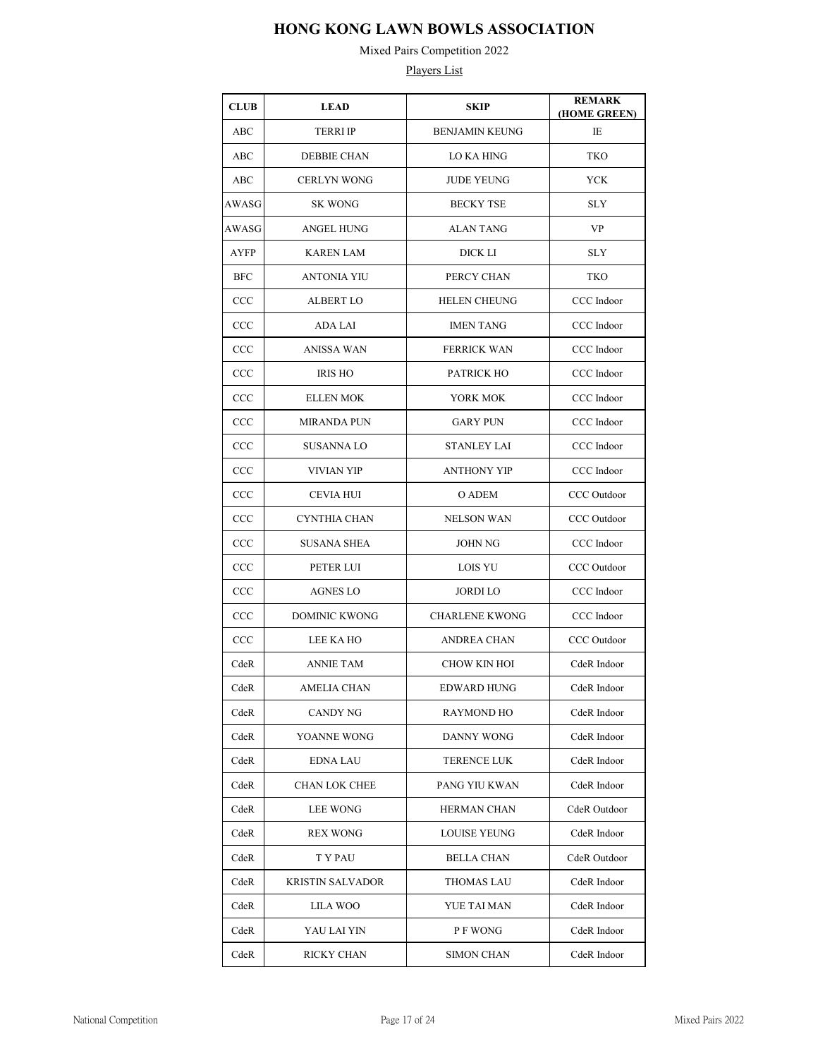# HONG KONG LAWN BOWLS ASSOCIATION

Mixed Pairs Competition 2022

Players List

| CLUB | LEAD | SKIP | REMARK (HOME GREEN) |
| --- | --- | --- | --- |
| ABC | TERRI IP | BENJAMIN KEUNG | IE |
| ABC | DEBBIE CHAN | LO KA HING | TKO |
| ABC | CERLYN WONG | JUDE YEUNG | YCK |
| AWASG | SK WONG | BECKY TSE | SLY |
| AWASG | ANGEL HUNG | ALAN TANG | VP |
| AYFP | KAREN LAM | DICK LI | SLY |
| BFC | ANTONIA YIU | PERCY CHAN | TKO |
| CCC | ALBERT LO | HELEN CHEUNG | CCC Indoor |
| CCC | ADA LAI | IMEN TANG | CCC Indoor |
| CCC | ANISSA WAN | FERRICK WAN | CCC Indoor |
| CCC | IRIS HO | PATRICK HO | CCC Indoor |
| CCC | ELLEN MOK | YORK MOK | CCC Indoor |
| CCC | MIRANDA PUN | GARY PUN | CCC Indoor |
| CCC | SUSANNA LO | STANLEY LAI | CCC Indoor |
| CCC | VIVIAN YIP | ANTHONY YIP | CCC Indoor |
| CCC | CEVIA HUI | O ADEM | CCC Outdoor |
| CCC | CYNTHIA CHAN | NELSON WAN | CCC Outdoor |
| CCC | SUSANA SHEA | JOHN NG | CCC Indoor |
| CCC | PETER LUI | LOIS YU | CCC Outdoor |
| CCC | AGNES LO | JORDI LO | CCC Indoor |
| CCC | DOMINIC KWONG | CHARLENE KWONG | CCC Indoor |
| CCC | LEE KA HO | ANDREA CHAN | CCC Outdoor |
| CdeR | ANNIE TAM | CHOW KIN HOI | CdeR Indoor |
| CdeR | AMELIA CHAN | EDWARD HUNG | CdeR Indoor |
| CdeR | CANDY NG | RAYMOND HO | CdeR Indoor |
| CdeR | YOANNE WONG | DANNY WONG | CdeR Indoor |
| CdeR | EDNA LAU | TERENCE LUK | CdeR Indoor |
| CdeR | CHAN LOK CHEE | PANG YIU KWAN | CdeR Indoor |
| CdeR | LEE WONG | HERMAN CHAN | CdeR Outdoor |
| CdeR | REX WONG | LOUISE YEUNG | CdeR Indoor |
| CdeR | T Y PAU | BELLA CHAN | CdeR Outdoor |
| CdeR | KRISTIN SALVADOR | THOMAS LAU | CdeR Indoor |
| CdeR | LILA WOO | YUE TAI MAN | CdeR Indoor |
| CdeR | YAU LAI YIN | P F WONG | CdeR Indoor |
| CdeR | RICKY CHAN | SIMON CHAN | CdeR Indoor |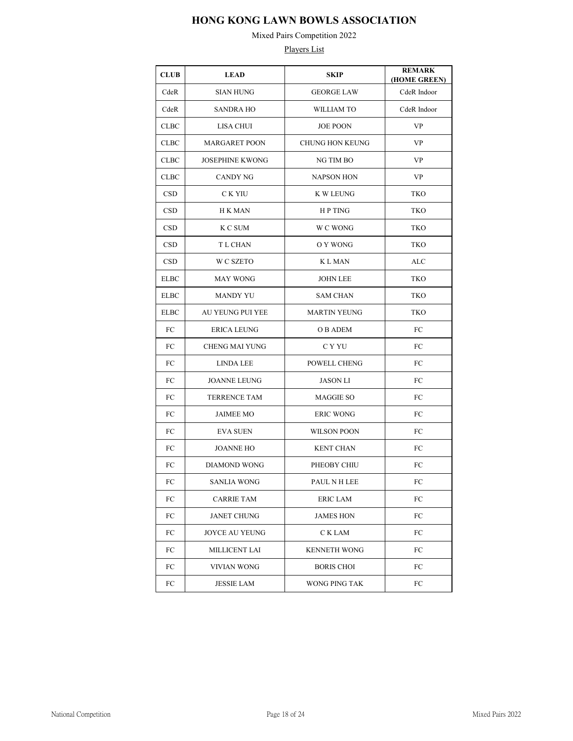# HONG KONG LAWN BOWLS ASSOCIATION

Mixed Pairs Competition 2022

Players List

| CLUB | LEAD | SKIP | REMARK (HOME GREEN) |
|---|---|---|---|
| CdeR | SIAN HUNG | GEORGE LAW | CdeR Indoor |
| CdeR | SANDRA HO | WILLIAM TO | CdeR Indoor |
| CLBC | LISA CHUI | JOE POON | VP |
| CLBC | MARGARET POON | CHUNG HON KEUNG | VP |
| CLBC | JOSEPHINE KWONG | NG TIM BO | VP |
| CLBC | CANDY NG | NAPSON HON | VP |
| CSD | C K YIU | K W LEUNG | TKO |
| CSD | H K MAN | H P TING | TKO |
| CSD | K C SUM | W C WONG | TKO |
| CSD | T L CHAN | O Y WONG | TKO |
| CSD | W C SZETO | K L MAN | ALC |
| ELBC | MAY WONG | JOHN LEE | TKO |
| ELBC | MANDY YU | SAM CHAN | TKO |
| ELBC | AU YEUNG PUI YEE | MARTIN YEUNG | TKO |
| FC | ERICA LEUNG | O B ADEM | FC |
| FC | CHENG MAI YUNG | C Y YU | FC |
| FC | LINDA LEE | POWELL CHENG | FC |
| FC | JOANNE LEUNG | JASON LI | FC |
| FC | TERRENCE TAM | MAGGIE SO | FC |
| FC | JAIMEE MO | ERIC WONG | FC |
| FC | EVA SUEN | WILSON POON | FC |
| FC | JOANNE HO | KENT CHAN | FC |
| FC | DIAMOND WONG | PHEOBY CHIU | FC |
| FC | SANLIA WONG | PAUL N H LEE | FC |
| FC | CARRIE TAM | ERIC LAM | FC |
| FC | JANET CHUNG | JAMES HON | FC |
| FC | JOYCE AU YEUNG | C K LAM | FC |
| FC | MILLICENT LAI | KENNETH WONG | FC |
| FC | VIVIAN WONG | BORIS CHOI | FC |
| FC | JESSIE LAM | WONG PING TAK | FC |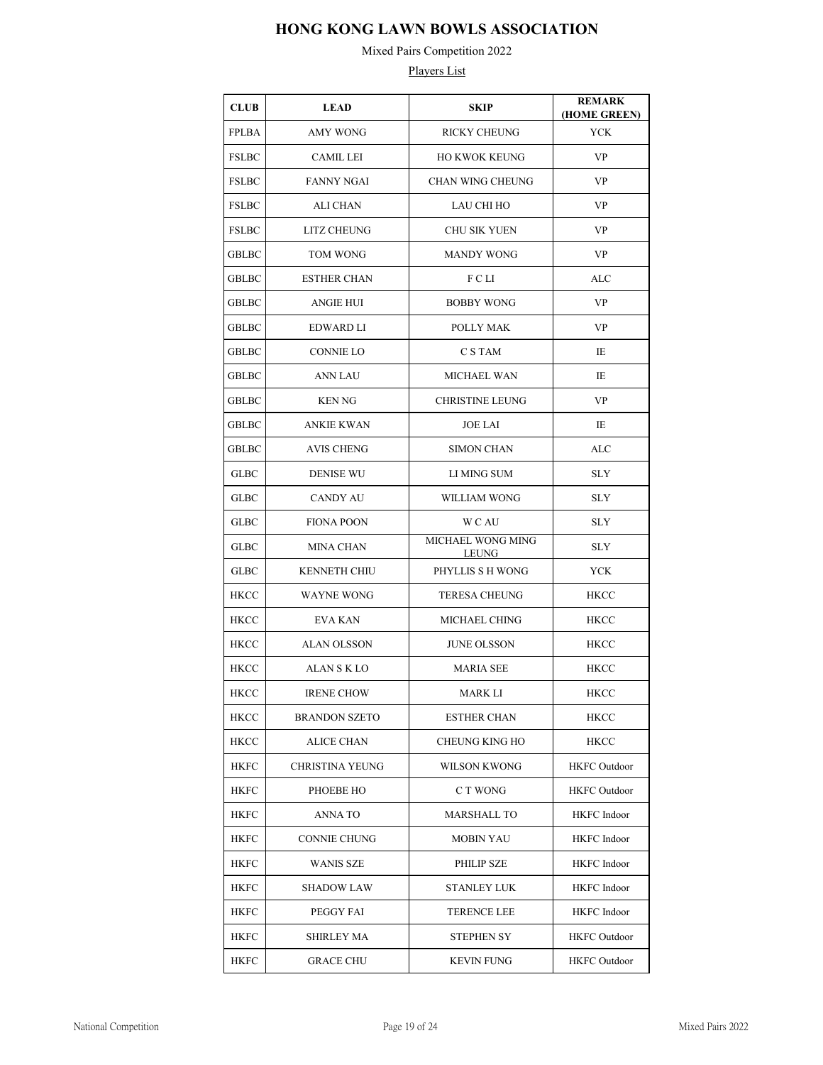# HONG KONG LAWN BOWLS ASSOCIATION

Mixed Pairs Competition 2022

Players List

| CLUB | LEAD | SKIP | REMARK (HOME GREEN) |
|---|---|---|---|
| FPLBA | AMY WONG | RICKY CHEUNG | YCK |
| FSLBC | CAMIL LEI | HO KWOK KEUNG | VP |
| FSLBC | FANNY NGAI | CHAN WING CHEUNG | VP |
| FSLBC | ALI CHAN | LAU CHI HO | VP |
| FSLBC | LITZ CHEUNG | CHU SIK YUEN | VP |
| GBLBC | TOM WONG | MANDY WONG | VP |
| GBLBC | ESTHER CHAN | F C LI | ALC |
| GBLBC | ANGIE HUI | BOBBY WONG | VP |
| GBLBC | EDWARD LI | POLLY MAK | VP |
| GBLBC | CONNIE LO | C S TAM | IE |
| GBLBC | ANN LAU | MICHAEL WAN | IE |
| GBLBC | KEN NG | CHRISTINE LEUNG | VP |
| GBLBC | ANKIE KWAN | JOE LAI | IE |
| GBLBC | AVIS CHENG | SIMON CHAN | ALC |
| GLBC | DENISE WU | LI MING SUM | SLY |
| GLBC | CANDY AU | WILLIAM WONG | SLY |
| GLBC | FIONA POON | W C AU | SLY |
| GLBC | MINA CHAN | MICHAEL WONG MING LEUNG | SLY |
| GLBC | KENNETH CHIU | PHYLLIS S H WONG | YCK |
| HKCC | WAYNE WONG | TERESA CHEUNG | HKCC |
| HKCC | EVA KAN | MICHAEL CHING | HKCC |
| HKCC | ALAN OLSSON | JUNE OLSSON | HKCC |
| HKCC | ALAN S K LO | MARIA SEE | HKCC |
| HKCC | IRENE CHOW | MARK LI | HKCC |
| HKCC | BRANDON SZETO | ESTHER CHAN | HKCC |
| HKCC | ALICE CHAN | CHEUNG KING HO | HKCC |
| HKFC | CHRISTINA YEUNG | WILSON KWONG | HKFC Outdoor |
| HKFC | PHOEBE HO | C T WONG | HKFC Outdoor |
| HKFC | ANNA TO | MARSHALL TO | HKFC Indoor |
| HKFC | CONNIE CHUNG | MOBIN YAU | HKFC Indoor |
| HKFC | WANIS SZE | PHILIP SZE | HKFC Indoor |
| HKFC | SHADOW LAW | STANLEY LUK | HKFC Indoor |
| HKFC | PEGGY FAI | TERENCE LEE | HKFC Indoor |
| HKFC | SHIRLEY MA | STEPHEN SY | HKFC Outdoor |
| HKFC | GRACE CHU | KEVIN FUNG | HKFC Outdoor |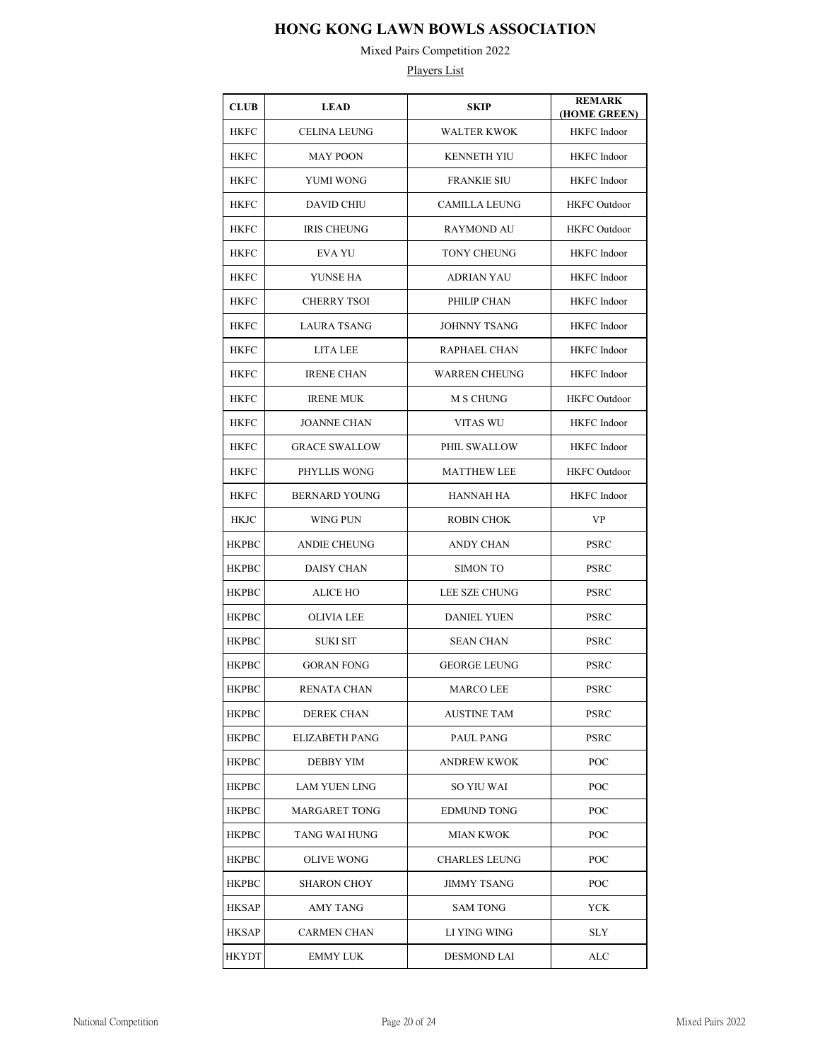# HONG KONG LAWN BOWLS ASSOCIATION

Mixed Pairs Competition 2022

Players List

| CLUB | LEAD | SKIP | REMARK (HOME GREEN) |
|---|---|---|---|
| HKFC | CELINA LEUNG | WALTER KWOK | HKFC Indoor |
| HKFC | MAY POON | KENNETH YIU | HKFC Indoor |
| HKFC | YUMI WONG | FRANKIE SIU | HKFC Indoor |
| HKFC | DAVID CHIU | CAMILLA LEUNG | HKFC Outdoor |
| HKFC | IRIS CHEUNG | RAYMOND AU | HKFC Outdoor |
| HKFC | EVA YU | TONY CHEUNG | HKFC Indoor |
| HKFC | YUNSE HA | ADRIAN YAU | HKFC Indoor |
| HKFC | CHERRY TSOI | PHILIP CHAN | HKFC Indoor |
| HKFC | LAURA TSANG | JOHNNY TSANG | HKFC Indoor |
| HKFC | LITA LEE | RAPHAEL CHAN | HKFC Indoor |
| HKFC | IRENE CHAN | WARREN CHEUNG | HKFC Indoor |
| HKFC | IRENE MUK | M S CHUNG | HKFC Outdoor |
| HKFC | JOANNE CHAN | VITAS WU | HKFC Indoor |
| HKFC | GRACE SWALLOW | PHIL SWALLOW | HKFC Indoor |
| HKFC | PHYLLIS WONG | MATTHEW LEE | HKFC Outdoor |
| HKFC | BERNARD YOUNG | HANNAH HA | HKFC Indoor |
| HKJC | WING PUN | ROBIN CHOK | VP |
| HKPBC | ANDIE CHEUNG | ANDY CHAN | PSRC |
| HKPBC | DAISY CHAN | SIMON TO | PSRC |
| HKPBC | ALICE HO | LEE SZE CHUNG | PSRC |
| HKPBC | OLIVIA LEE | DANIEL YUEN | PSRC |
| HKPBC | SUKI SIT | SEAN CHAN | PSRC |
| HKPBC | GORAN FONG | GEORGE LEUNG | PSRC |
| HKPBC | RENATA CHAN | MARCO LEE | PSRC |
| HKPBC | DEREK CHAN | AUSTINE TAM | PSRC |
| HKPBC | ELIZABETH PANG | PAUL PANG | PSRC |
| HKPBC | DEBBY YIM | ANDREW KWOK | POC |
| HKPBC | LAM YUEN LING | SO YIU WAI | POC |
| HKPBC | MARGARET TONG | EDMUND TONG | POC |
| HKPBC | TANG WAI HUNG | MIAN KWOK | POC |
| HKPBC | OLIVE WONG | CHARLES LEUNG | POC |
| HKPBC | SHARON CHOY | JIMMY TSANG | POC |
| HKSAP | AMY TANG | SAM TONG | YCK |
| HKSAP | CARMEN CHAN | LI YING WING | SLY |
| HKYDT | EMMY LUK | DESMOND LAI | ALC |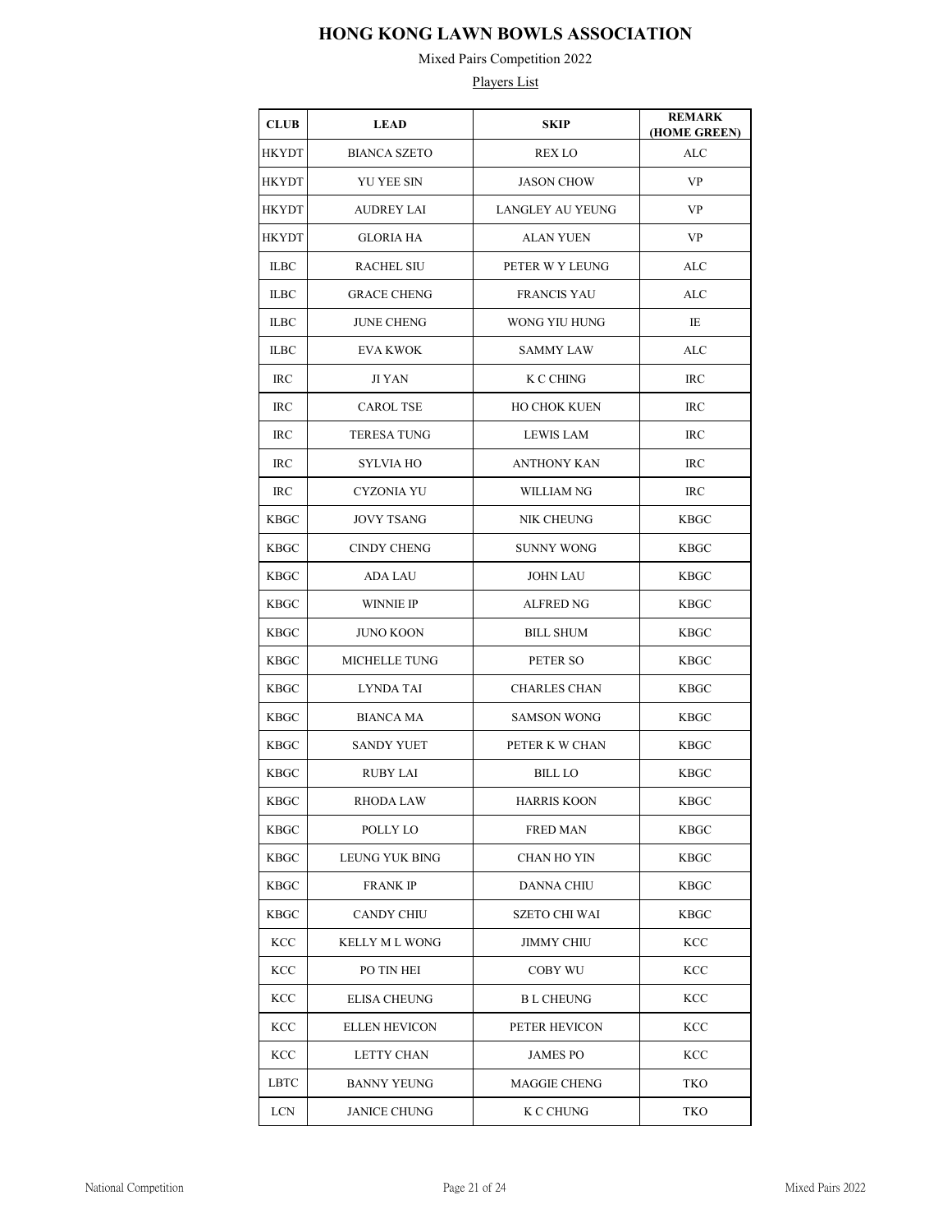# HONG KONG LAWN BOWLS ASSOCIATION

Mixed Pairs Competition 2022

Players List

| CLUB | LEAD | SKIP | REMARK (HOME GREEN) |
|---|---|---|---|
| HKYDT | BIANCA SZETO | REX LO | ALC |
| HKYDT | YU YEE SIN | JASON CHOW | VP |
| HKYDT | AUDREY LAI | LANGLEY AU YEUNG | VP |
| HKYDT | GLORIA HA | ALAN YUEN | VP |
| ILBC | RACHEL SIU | PETER W Y LEUNG | ALC |
| ILBC | GRACE CHENG | FRANCIS YAU | ALC |
| ILBC | JUNE CHENG | WONG YIU HUNG | IE |
| ILBC | EVA KWOK | SAMMY LAW | ALC |
| IRC | JI YAN | K C CHING | IRC |
| IRC | CAROL TSE | HO CHOK KUEN | IRC |
| IRC | TERESA TUNG | LEWIS LAM | IRC |
| IRC | SYLVIA HO | ANTHONY KAN | IRC |
| IRC | CYZONIA YU | WILLIAM NG | IRC |
| KBGC | JOVY TSANG | NIK CHEUNG | KBGC |
| KBGC | CINDY CHENG | SUNNY WONG | KBGC |
| KBGC | ADA LAU | JOHN LAU | KBGC |
| KBGC | WINNIE IP | ALFRED NG | KBGC |
| KBGC | JUNO KOON | BILL SHUM | KBGC |
| KBGC | MICHELLE TUNG | PETER SO | KBGC |
| KBGC | LYNDA TAI | CHARLES CHAN | KBGC |
| KBGC | BIANCA MA | SAMSON WONG | KBGC |
| KBGC | SANDY YUET | PETER K W CHAN | KBGC |
| KBGC | RUBY LAI | BILL LO | KBGC |
| KBGC | RHODA LAW | HARRIS KOON | KBGC |
| KBGC | POLLY LO | FRED MAN | KBGC |
| KBGC | LEUNG YUK BING | CHAN HO YIN | KBGC |
| KBGC | FRANK IP | DANNA CHIU | KBGC |
| KBGC | CANDY CHIU | SZETO CHI WAI | KBGC |
| KCC | KELLY M L WONG | JIMMY CHIU | KCC |
| KCC | PO TIN HEI | COBY WU | KCC |
| KCC | ELISA CHEUNG | B L CHEUNG | KCC |
| KCC | ELLEN HEVICON | PETER HEVICON | KCC |
| KCC | LETTY CHAN | JAMES PO | KCC |
| LBTC | BANNY YEUNG | MAGGIE CHENG | TKO |
| LCN | JANICE CHUNG | K C CHUNG | TKO |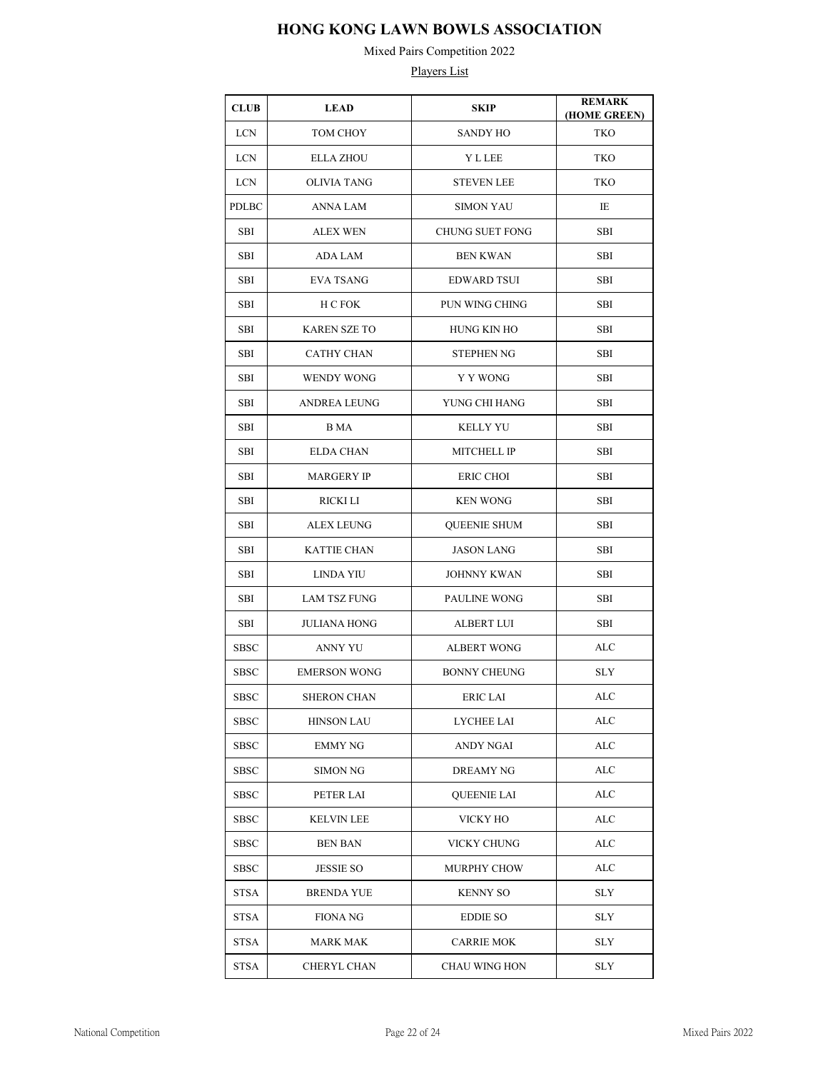# HONG KONG LAWN BOWLS ASSOCIATION

Mixed Pairs Competition 2022

Players List

| CLUB | LEAD | SKIP | REMARK (HOME GREEN) |
|---|---|---|---|
| LCN | TOM CHOY | SANDY HO | TKO |
| LCN | ELLA ZHOU | Y L LEE | TKO |
| LCN | OLIVIA TANG | STEVEN LEE | TKO |
| PDLBC | ANNA LAM | SIMON YAU | IE |
| SBI | ALEX WEN | CHUNG SUET FONG | SBI |
| SBI | ADA LAM | BEN KWAN | SBI |
| SBI | EVA TSANG | EDWARD TSUI | SBI |
| SBI | H C FOK | PUN WING CHING | SBI |
| SBI | KAREN SZE TO | HUNG KIN HO | SBI |
| SBI | CATHY CHAN | STEPHEN NG | SBI |
| SBI | WENDY WONG | Y Y WONG | SBI |
| SBI | ANDREA LEUNG | YUNG CHI HANG | SBI |
| SBI | B MA | KELLY YU | SBI |
| SBI | ELDA CHAN | MITCHELL IP | SBI |
| SBI | MARGERY IP | ERIC CHOI | SBI |
| SBI | RICKI LI | KEN WONG | SBI |
| SBI | ALEX LEUNG | QUEENIE SHUM | SBI |
| SBI | KATTIE CHAN | JASON LANG | SBI |
| SBI | LINDA YIU | JOHNNY KWAN | SBI |
| SBI | LAM TSZ FUNG | PAULINE WONG | SBI |
| SBI | JULIANA HONG | ALBERT LUI | SBI |
| SBSC | ANNY YU | ALBERT WONG | ALC |
| SBSC | EMERSON WONG | BONNY CHEUNG | SLY |
| SBSC | SHERON CHAN | ERIC LAI | ALC |
| SBSC | HINSON LAU | LYCHEE LAI | ALC |
| SBSC | EMMY NG | ANDY NGAI | ALC |
| SBSC | SIMON NG | DREAMY NG | ALC |
| SBSC | PETER LAI | QUEENIE LAI | ALC |
| SBSC | KELVIN LEE | VICKY HO | ALC |
| SBSC | BEN BAN | VICKY CHUNG | ALC |
| SBSC | JESSIE SO | MURPHY CHOW | ALC |
| STSA | BRENDA YUE | KENNY SO | SLY |
| STSA | FIONA NG | EDDIE SO | SLY |
| STSA | MARK MAK | CARRIE MOK | SLY |
| STSA | CHERYL CHAN | CHAU WING HON | SLY |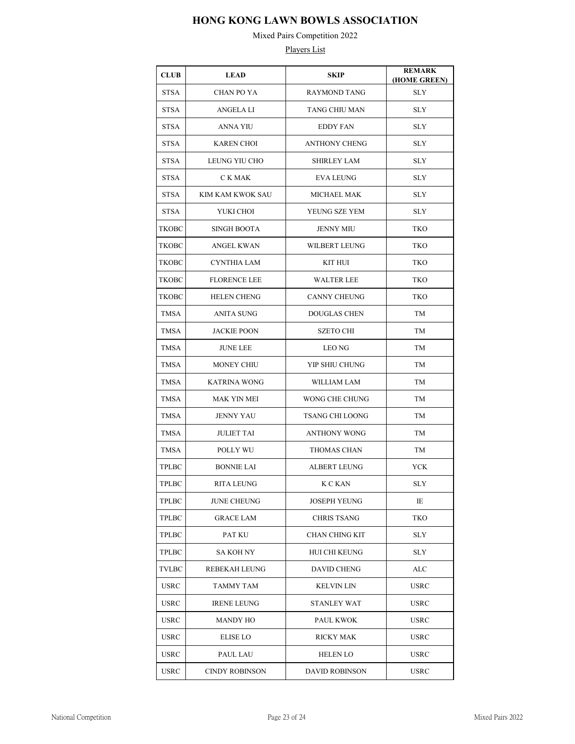# HONG KONG LAWN BOWLS ASSOCIATION

Mixed Pairs Competition 2022

Players List

| CLUB | LEAD | SKIP | REMARK (HOME GREEN) |
|---|---|---|---|
| STSA | CHAN PO YA | RAYMOND TANG | SLY |
| STSA | ANGELA LI | TANG CHIU MAN | SLY |
| STSA | ANNA YIU | EDDY FAN | SLY |
| STSA | KAREN CHOI | ANTHONY CHENG | SLY |
| STSA | LEUNG YIU CHO | SHIRLEY LAM | SLY |
| STSA | C K MAK | EVA LEUNG | SLY |
| STSA | KIM KAM KWOK SAU | MICHAEL MAK | SLY |
| STSA | YUKI CHOI | YEUNG SZE YEM | SLY |
| TKOBC | SINGH BOOTA | JENNY MIU | TKO |
| TKOBC | ANGEL KWAN | WILBERT LEUNG | TKO |
| TKOBC | CYNTHIA LAM | KIT HUI | TKO |
| TKOBC | FLORENCE LEE | WALTER LEE | TKO |
| TKOBC | HELEN CHENG | CANNY CHEUNG | TKO |
| TMSA | ANITA SUNG | DOUGLAS CHEN | TM |
| TMSA | JACKIE POON | SZETO CHI | TM |
| TMSA | JUNE LEE | LEO NG | TM |
| TMSA | MONEY CHIU | YIP SHIU CHUNG | TM |
| TMSA | KATRINA WONG | WILLIAM LAM | TM |
| TMSA | MAK YIN MEI | WONG CHE CHUNG | TM |
| TMSA | JENNY YAU | TSANG CHI LOONG | TM |
| TMSA | JULIET TAI | ANTHONY WONG | TM |
| TMSA | POLLY WU | THOMAS CHAN | TM |
| TPLBC | BONNIE LAI | ALBERT LEUNG | YCK |
| TPLBC | RITA LEUNG | K C KAN | SLY |
| TPLBC | JUNE CHEUNG | JOSEPH YEUNG | IE |
| TPLBC | GRACE LAM | CHRIS TSANG | TKO |
| TPLBC | PAT KU | CHAN CHING KIT | SLY |
| TPLBC | SA KOH NY | HUI CHI KEUNG | SLY |
| TVLBC | REBEKAH LEUNG | DAVID CHENG | ALC |
| USRC | TAMMY TAM | KELVIN LIN | USRC |
| USRC | IRENE LEUNG | STANLEY WAT | USRC |
| USRC | MANDY HO | PAUL KWOK | USRC |
| USRC | ELISE LO | RICKY MAK | USRC |
| USRC | PAUL LAU | HELEN LO | USRC |
| USRC | CINDY ROBINSON | DAVID ROBINSON | USRC |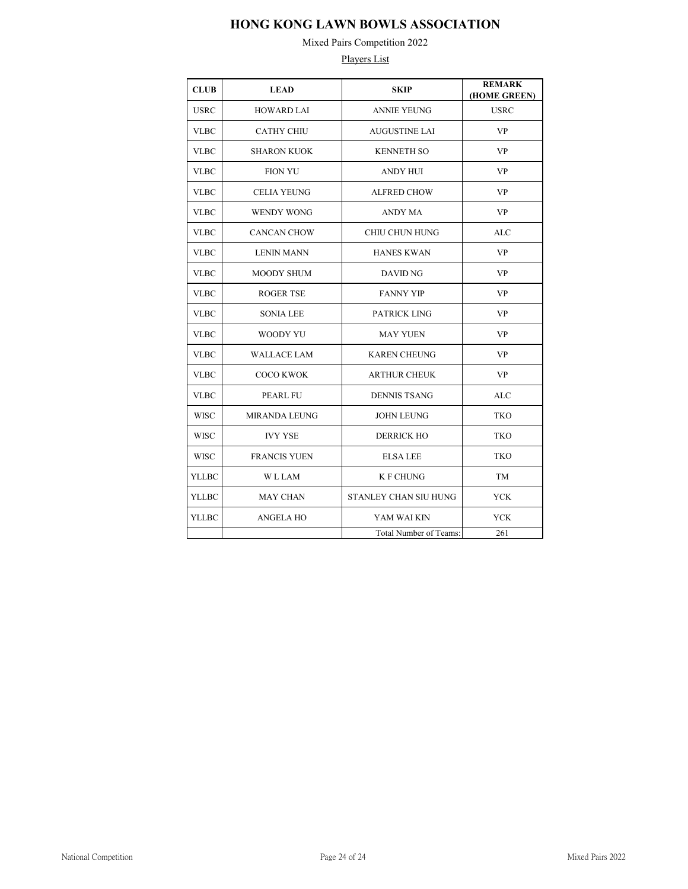# HONG KONG LAWN BOWLS ASSOCIATION

Mixed Pairs Competition 2022

Players List

| CLUB | LEAD | SKIP | REMARK (HOME GREEN) |
|---|---|---|---|
| USRC | HOWARD LAI | ANNIE YEUNG | USRC |
| VLBC | CATHY CHIU | AUGUSTINE LAI | VP |
| VLBC | SHARON KUOK | KENNETH SO | VP |
| VLBC | FION YU | ANDY HUI | VP |
| VLBC | CELIA YEUNG | ALFRED CHOW | VP |
| VLBC | WENDY WONG | ANDY MA | VP |
| VLBC | CANCAN CHOW | CHIU CHUN HUNG | ALC |
| VLBC | LENIN MANN | HANES KWAN | VP |
| VLBC | MOODY SHUM | DAVID NG | VP |
| VLBC | ROGER TSE | FANNY YIP | VP |
| VLBC | SONIA LEE | PATRICK LING | VP |
| VLBC | WOODY YU | MAY YUEN | VP |
| VLBC | WALLACE LAM | KAREN CHEUNG | VP |
| VLBC | COCO KWOK | ARTHUR CHEUK | VP |
| VLBC | PEARL FU | DENNIS TSANG | ALC |
| WISC | MIRANDA LEUNG | JOHN LEUNG | TKO |
| WISC | IVY YSE | DERRICK HO | TKO |
| WISC | FRANCIS YUEN | ELSA LEE | TKO |
| YLLBC | W L LAM | K F CHUNG | TM |
| YLLBC | MAY CHAN | STANLEY CHAN SIU HUNG | YCK |
| YLLBC | ANGELA HO | YAM WAI KIN | YCK |
| | | Total Number of Teams: | 261 |